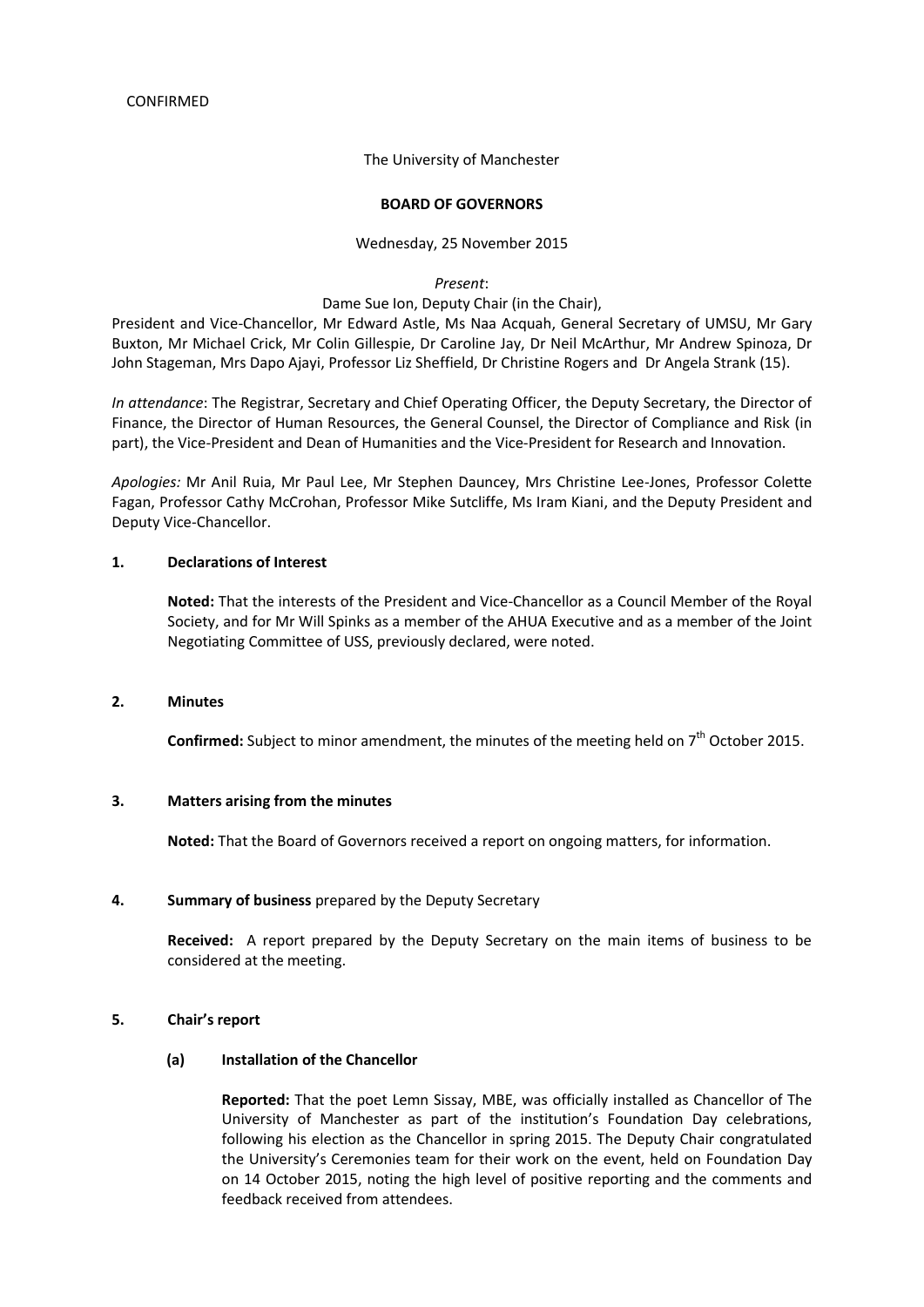CONFIRMED

The University of Manchester

**BOARD OF GOVERNORS**

Wednesday, 25 November 2015

*Present*:

Dame Sue Ion, Deputy Chair (in the Chair),

President and Vice-Chancellor, Mr Edward Astle, Ms Naa Acquah, General Secretary of UMSU, Mr Gary Buxton, Mr Michael Crick, Mr Colin Gillespie, Dr Caroline Jay, Dr Neil McArthur, Mr Andrew Spinoza, Dr John Stageman, Mrs Dapo Ajayi, Professor Liz Sheffield, Dr Christine Rogers and Dr Angela Strank (15).

*In attendance*: The Registrar, Secretary and Chief Operating Officer, the Deputy Secretary, the Director of Finance, the Director of Human Resources, the General Counsel, the Director of Compliance and Risk (in part), the Vice-President and Dean of Humanities and the Vice-President for Research and Innovation.

*Apologies:* Mr Anil Ruia, Mr Paul Lee, Mr Stephen Dauncey, Mrs Christine Lee-Jones, Professor Colette Fagan, Professor Cathy McCrohan, Professor Mike Sutcliffe, Ms Iram Kiani, and the Deputy President and Deputy Vice-Chancellor.

## 1. Declarations of Interest

**Noted:** That the interests of the President and Vice-Chancellor as a Council Member of the Royal Society, and for Mr Will Spinks as a member of the AHUA Executive and as a member of the Joint Negotiating Committee of USS, previously declared, were noted.

## 2. Minutes

**Confirmed:** Subject to minor amendment, the minutes of the meeting held on 7th October 2015.

## 3. Matters arising from the minutes

**Noted:** That the Board of Governors received a report on ongoing matters, for information.

## 4. Summary of business prepared by the Deputy Secretary

**Received:** A report prepared by the Deputy Secretary on the main items of business to be considered at the meeting.

## 5. Chair's report

### (a) Installation of the Chancellor

**Reported:** That the poet Lemn Sissay, MBE, was officially installed as Chancellor of The University of Manchester as part of the institution's Foundation Day celebrations, following his election as the Chancellor in spring 2015. The Deputy Chair congratulated the University's Ceremonies team for their work on the event, held on Foundation Day on 14 October 2015, noting the high level of positive reporting and the comments and feedback received from attendees.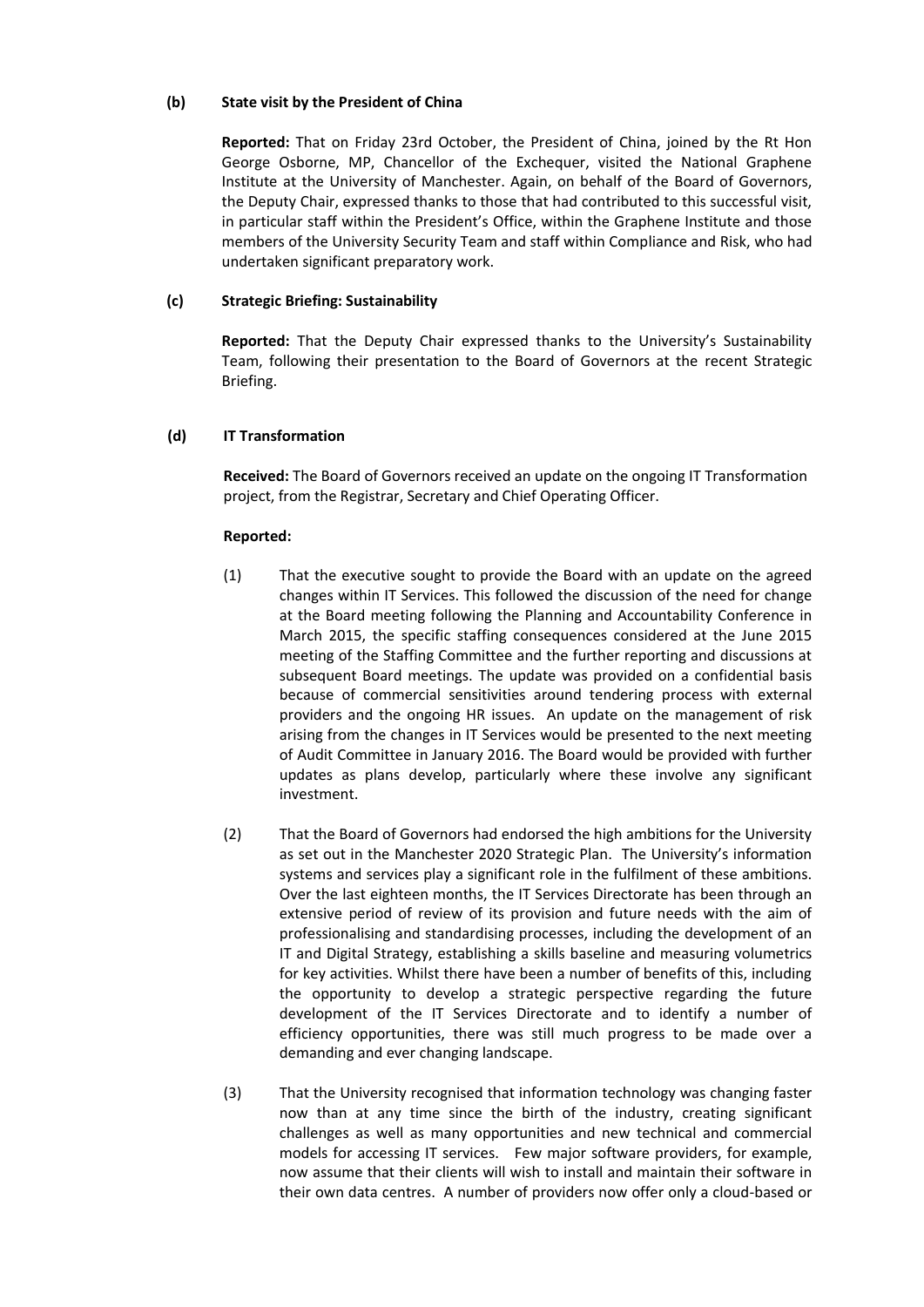**(b) State visit by the President of China**

**Reported:** That on Friday 23rd October, the President of China, joined by the Rt Hon George Osborne, MP, Chancellor of the Exchequer, visited the National Graphene Institute at the University of Manchester. Again, on behalf of the Board of Governors, the Deputy Chair, expressed thanks to those that had contributed to this successful visit, in particular staff within the President's Office, within the Graphene Institute and those members of the University Security Team and staff within Compliance and Risk, who had undertaken significant preparatory work.

**(c) Strategic Briefing: Sustainability**

**Reported:** That the Deputy Chair expressed thanks to the University's Sustainability Team, following their presentation to the Board of Governors at the recent Strategic Briefing.

**(d) IT Transformation**

**Received:** The Board of Governors received an update on the ongoing IT Transformation project, from the Registrar, Secretary and Chief Operating Officer.

**Reported:**

(1) That the executive sought to provide the Board with an update on the agreed changes within IT Services. This followed the discussion of the need for change at the Board meeting following the Planning and Accountability Conference in March 2015, the specific staffing consequences considered at the June 2015 meeting of the Staffing Committee and the further reporting and discussions at subsequent Board meetings. The update was provided on a confidential basis because of commercial sensitivities around tendering process with external providers and the ongoing HR issues. An update on the management of risk arising from the changes in IT Services would be presented to the next meeting of Audit Committee in January 2016. The Board would be provided with further updates as plans develop, particularly where these involve any significant investment.

(2) That the Board of Governors had endorsed the high ambitions for the University as set out in the Manchester 2020 Strategic Plan. The University's information systems and services play a significant role in the fulfilment of these ambitions. Over the last eighteen months, the IT Services Directorate has been through an extensive period of review of its provision and future needs with the aim of professionalising and standardising processes, including the development of an IT and Digital Strategy, establishing a skills baseline and measuring volumetrics for key activities. Whilst there have been a number of benefits of this, including the opportunity to develop a strategic perspective regarding the future development of the IT Services Directorate and to identify a number of efficiency opportunities, there was still much progress to be made over a demanding and ever changing landscape.

(3) That the University recognised that information technology was changing faster now than at any time since the birth of the industry, creating significant challenges as well as many opportunities and new technical and commercial models for accessing IT services. Few major software providers, for example, now assume that their clients will wish to install and maintain their software in their own data centres. A number of providers now offer only a cloud-based or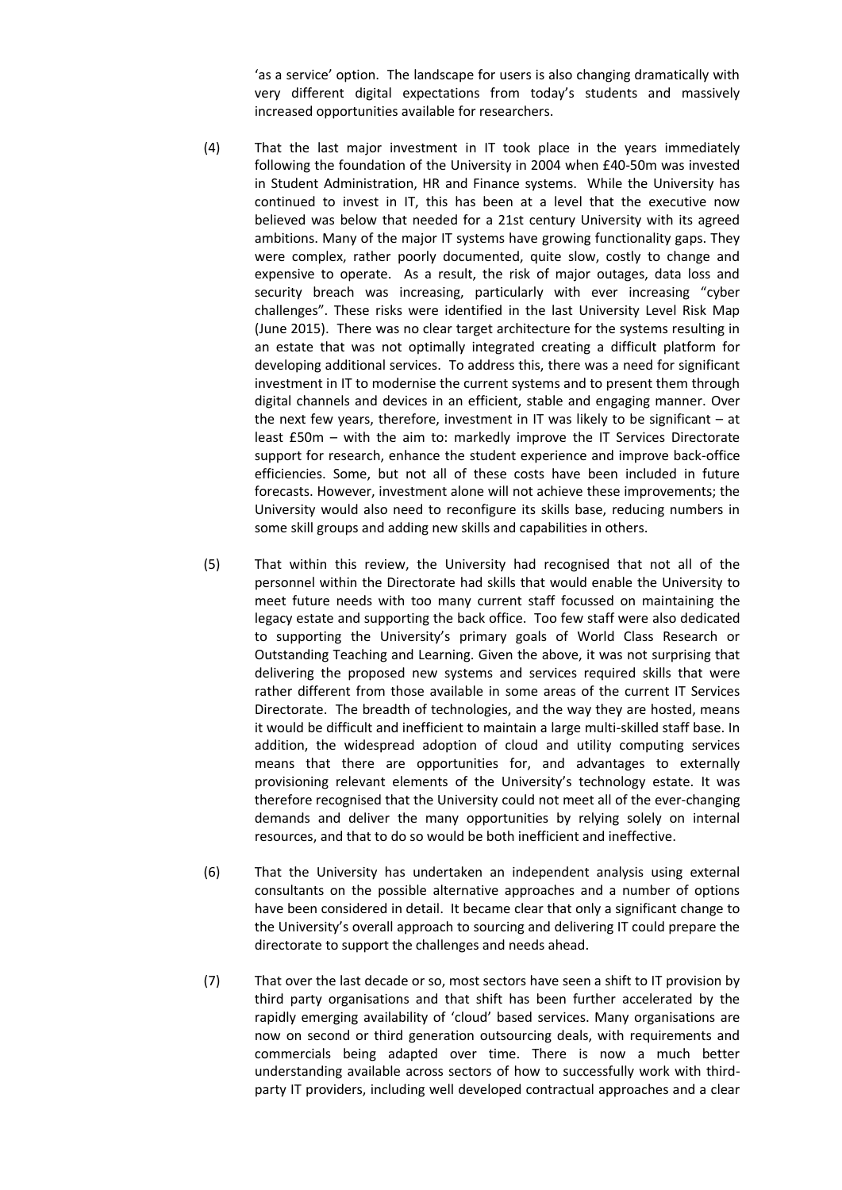'as a service' option. The landscape for users is also changing dramatically with very different digital expectations from today's students and massively increased opportunities available for researchers.

(4) That the last major investment in IT took place in the years immediately following the foundation of the University in 2004 when £40-50m was invested in Student Administration, HR and Finance systems. While the University has continued to invest in IT, this has been at a level that the executive now believed was below that needed for a 21st century University with its agreed ambitions. Many of the major IT systems have growing functionality gaps. They were complex, rather poorly documented, quite slow, costly to change and expensive to operate. As a result, the risk of major outages, data loss and security breach was increasing, particularly with ever increasing "cyber challenges". These risks were identified in the last University Level Risk Map (June 2015). There was no clear target architecture for the systems resulting in an estate that was not optimally integrated creating a difficult platform for developing additional services. To address this, there was a need for significant investment in IT to modernise the current systems and to present them through digital channels and devices in an efficient, stable and engaging manner. Over the next few years, therefore, investment in IT was likely to be significant – at least £50m – with the aim to: markedly improve the IT Services Directorate support for research, enhance the student experience and improve back-office efficiencies. Some, but not all of these costs have been included in future forecasts. However, investment alone will not achieve these improvements; the University would also need to reconfigure its skills base, reducing numbers in some skill groups and adding new skills and capabilities in others.

(5) That within this review, the University had recognised that not all of the personnel within the Directorate had skills that would enable the University to meet future needs with too many current staff focussed on maintaining the legacy estate and supporting the back office. Too few staff were also dedicated to supporting the University's primary goals of World Class Research or Outstanding Teaching and Learning. Given the above, it was not surprising that delivering the proposed new systems and services required skills that were rather different from those available in some areas of the current IT Services Directorate. The breadth of technologies, and the way they are hosted, means it would be difficult and inefficient to maintain a large multi-skilled staff base. In addition, the widespread adoption of cloud and utility computing services means that there are opportunities for, and advantages to externally provisioning relevant elements of the University's technology estate. It was therefore recognised that the University could not meet all of the ever-changing demands and deliver the many opportunities by relying solely on internal resources, and that to do so would be both inefficient and ineffective.

(6) That the University has undertaken an independent analysis using external consultants on the possible alternative approaches and a number of options have been considered in detail. It became clear that only a significant change to the University's overall approach to sourcing and delivering IT could prepare the directorate to support the challenges and needs ahead.

(7) That over the last decade or so, most sectors have seen a shift to IT provision by third party organisations and that shift has been further accelerated by the rapidly emerging availability of 'cloud' based services. Many organisations are now on second or third generation outsourcing deals, with requirements and commercials being adapted over time. There is now a much better understanding available across sectors of how to successfully work with third-party IT providers, including well developed contractual approaches and a clear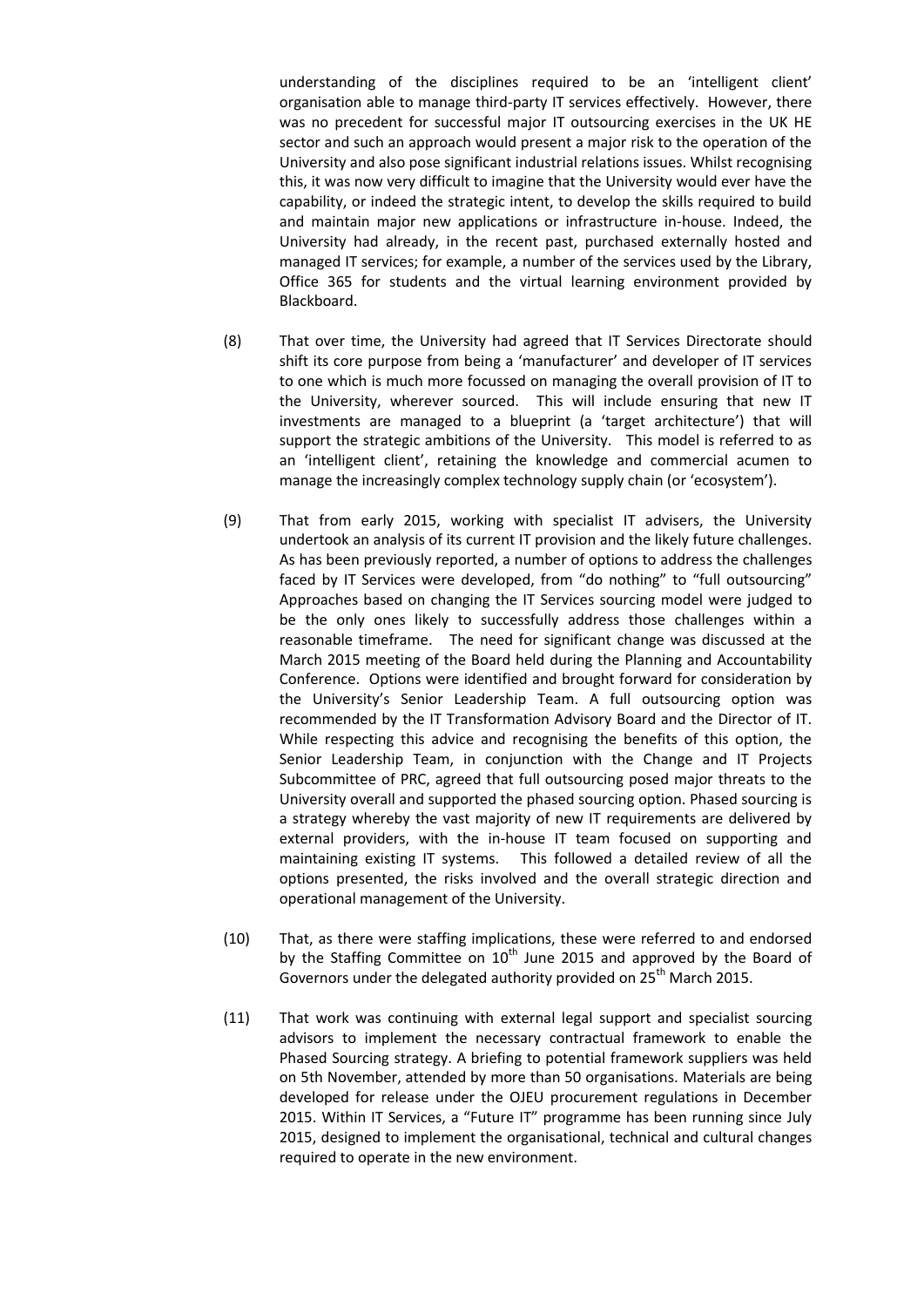understanding of the disciplines required to be an 'intelligent client' organisation able to manage third-party IT services effectively. However, there was no precedent for successful major IT outsourcing exercises in the UK HE sector and such an approach would present a major risk to the operation of the University and also pose significant industrial relations issues. Whilst recognising this, it was now very difficult to imagine that the University would ever have the capability, or indeed the strategic intent, to develop the skills required to build and maintain major new applications or infrastructure in-house. Indeed, the University had already, in the recent past, purchased externally hosted and managed IT services; for example, a number of the services used by the Library, Office 365 for students and the virtual learning environment provided by Blackboard.

(8) That over time, the University had agreed that IT Services Directorate should shift its core purpose from being a 'manufacturer' and developer of IT services to one which is much more focussed on managing the overall provision of IT to the University, wherever sourced. This will include ensuring that new IT investments are managed to a blueprint (a 'target architecture') that will support the strategic ambitions of the University. This model is referred to as an 'intelligent client', retaining the knowledge and commercial acumen to manage the increasingly complex technology supply chain (or 'ecosystem').

(9) That from early 2015, working with specialist IT advisers, the University undertook an analysis of its current IT provision and the likely future challenges. As has been previously reported, a number of options to address the challenges faced by IT Services were developed, from "do nothing" to "full outsourcing" Approaches based on changing the IT Services sourcing model were judged to be the only ones likely to successfully address those challenges within a reasonable timeframe. The need for significant change was discussed at the March 2015 meeting of the Board held during the Planning and Accountability Conference. Options were identified and brought forward for consideration by the University's Senior Leadership Team. A full outsourcing option was recommended by the IT Transformation Advisory Board and the Director of IT. While respecting this advice and recognising the benefits of this option, the Senior Leadership Team, in conjunction with the Change and IT Projects Subcommittee of PRC, agreed that full outsourcing posed major threats to the University overall and supported the phased sourcing option. Phased sourcing is a strategy whereby the vast majority of new IT requirements are delivered by external providers, with the in-house IT team focused on supporting and maintaining existing IT systems. This followed a detailed review of all the options presented, the risks involved and the overall strategic direction and operational management of the University.

(10) That, as there were staffing implications, these were referred to and endorsed by the Staffing Committee on 10th June 2015 and approved by the Board of Governors under the delegated authority provided on 25th March 2015.

(11) That work was continuing with external legal support and specialist sourcing advisors to implement the necessary contractual framework to enable the Phased Sourcing strategy. A briefing to potential framework suppliers was held on 5th November, attended by more than 50 organisations. Materials are being developed for release under the OJEU procurement regulations in December 2015. Within IT Services, a "Future IT" programme has been running since July 2015, designed to implement the organisational, technical and cultural changes required to operate in the new environment.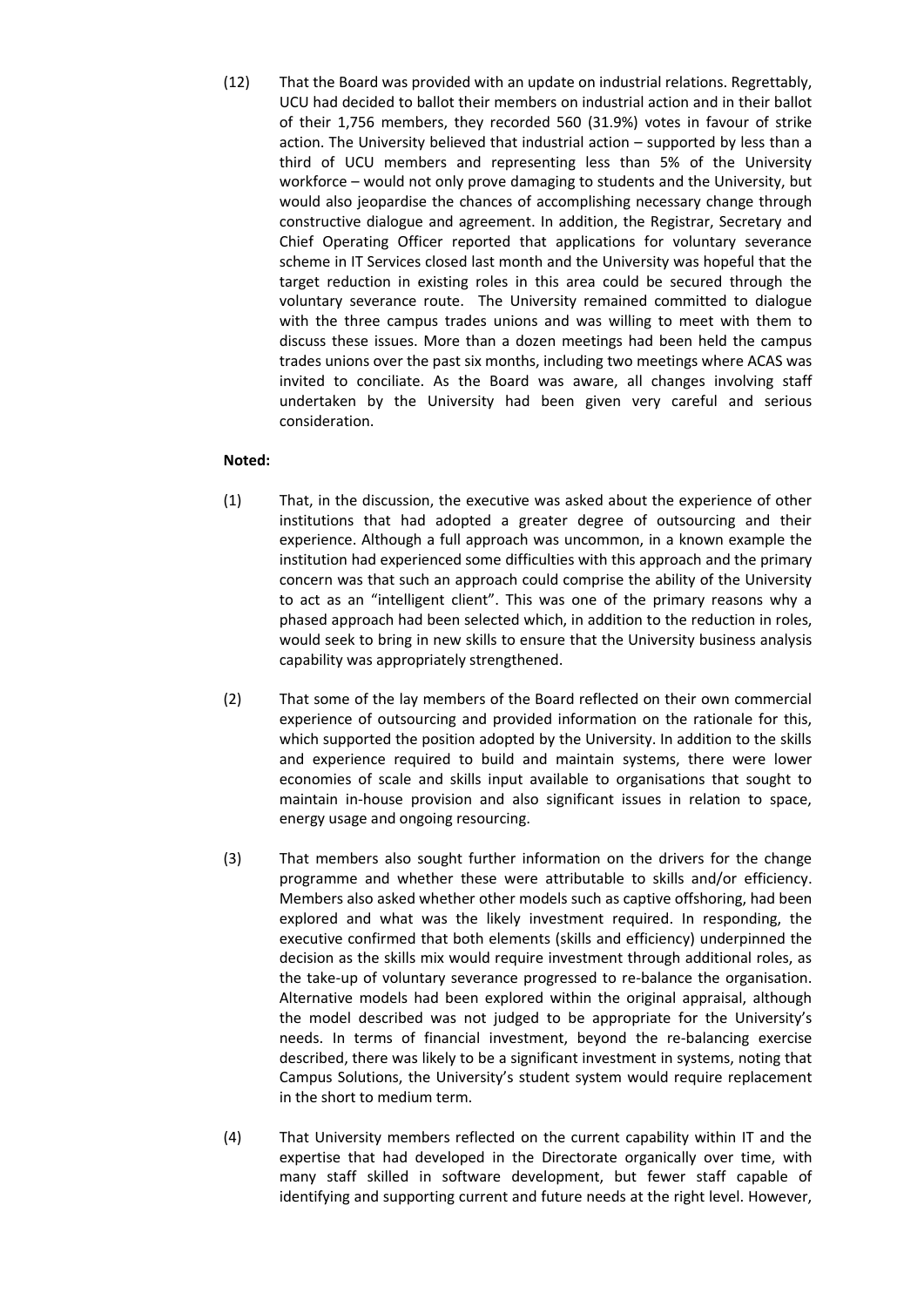(12) That the Board was provided with an update on industrial relations. Regrettably, UCU had decided to ballot their members on industrial action and in their ballot of their 1,756 members, they recorded 560 (31.9%) votes in favour of strike action. The University believed that industrial action – supported by less than a third of UCU members and representing less than 5% of the University workforce – would not only prove damaging to students and the University, but would also jeopardise the chances of accomplishing necessary change through constructive dialogue and agreement. In addition, the Registrar, Secretary and Chief Operating Officer reported that applications for voluntary severance scheme in IT Services closed last month and the University was hopeful that the target reduction in existing roles in this area could be secured through the voluntary severance route. The University remained committed to dialogue with the three campus trades unions and was willing to meet with them to discuss these issues. More than a dozen meetings had been held the campus trades unions over the past six months, including two meetings where ACAS was invited to conciliate. As the Board was aware, all changes involving staff undertaken by the University had been given very careful and serious consideration.

**Noted:**

(1) That, in the discussion, the executive was asked about the experience of other institutions that had adopted a greater degree of outsourcing and their experience. Although a full approach was uncommon, in a known example the institution had experienced some difficulties with this approach and the primary concern was that such an approach could comprise the ability of the University to act as an "intelligent client". This was one of the primary reasons why a phased approach had been selected which, in addition to the reduction in roles, would seek to bring in new skills to ensure that the University business analysis capability was appropriately strengthened.

(2) That some of the lay members of the Board reflected on their own commercial experience of outsourcing and provided information on the rationale for this, which supported the position adopted by the University. In addition to the skills and experience required to build and maintain systems, there were lower economies of scale and skills input available to organisations that sought to maintain in-house provision and also significant issues in relation to space, energy usage and ongoing resourcing.

(3) That members also sought further information on the drivers for the change programme and whether these were attributable to skills and/or efficiency. Members also asked whether other models such as captive offshoring, had been explored and what was the likely investment required. In responding, the executive confirmed that both elements (skills and efficiency) underpinned the decision as the skills mix would require investment through additional roles, as the take-up of voluntary severance progressed to re-balance the organisation. Alternative models had been explored within the original appraisal, although the model described was not judged to be appropriate for the University's needs. In terms of financial investment, beyond the re-balancing exercise described, there was likely to be a significant investment in systems, noting that Campus Solutions, the University's student system would require replacement in the short to medium term.

(4) That University members reflected on the current capability within IT and the expertise that had developed in the Directorate organically over time, with many staff skilled in software development, but fewer staff capable of identifying and supporting current and future needs at the right level. However,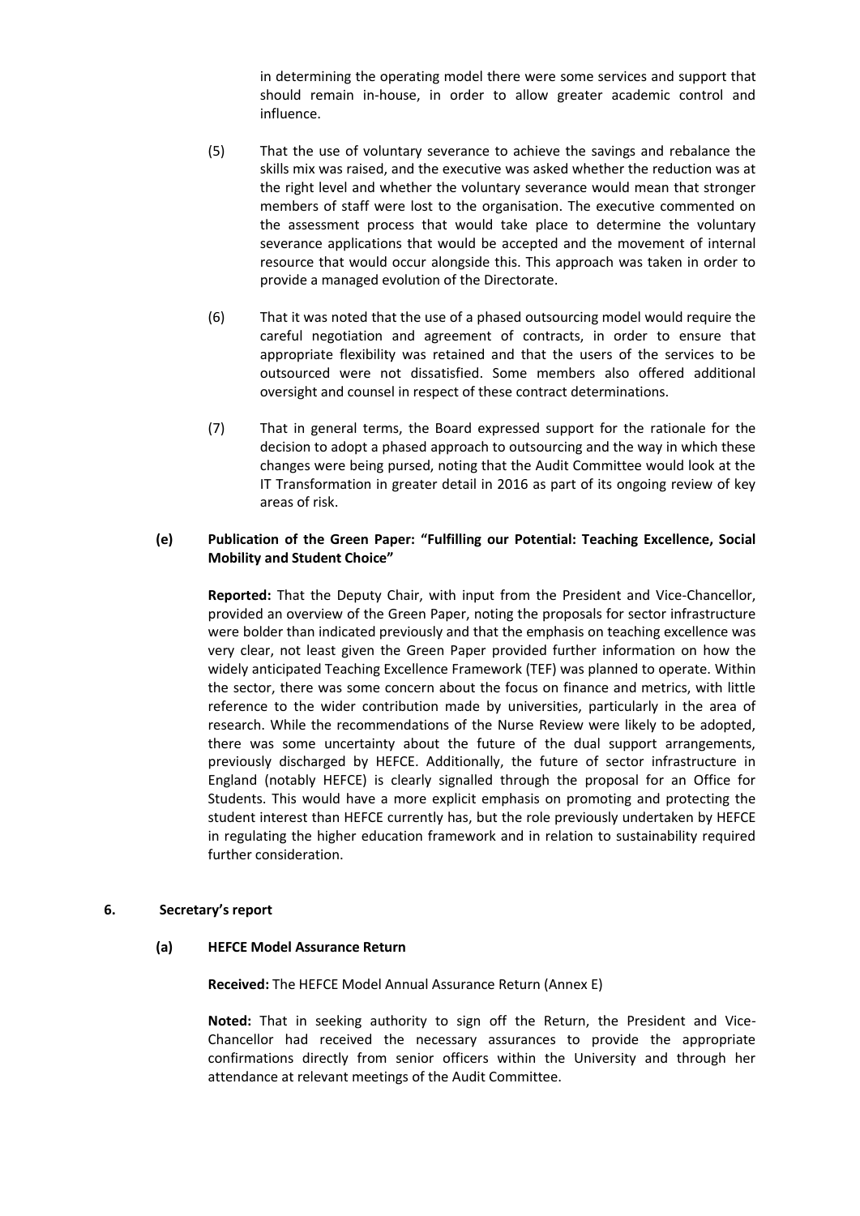in determining the operating model there were some services and support that should remain in-house, in order to allow greater academic control and influence.

(5) That the use of voluntary severance to achieve the savings and rebalance the skills mix was raised, and the executive was asked whether the reduction was at the right level and whether the voluntary severance would mean that stronger members of staff were lost to the organisation. The executive commented on the assessment process that would take place to determine the voluntary severance applications that would be accepted and the movement of internal resource that would occur alongside this. This approach was taken in order to provide a managed evolution of the Directorate.

(6) That it was noted that the use of a phased outsourcing model would require the careful negotiation and agreement of contracts, in order to ensure that appropriate flexibility was retained and that the users of the services to be outsourced were not dissatisfied. Some members also offered additional oversight and counsel in respect of these contract determinations.

(7) That in general terms, the Board expressed support for the rationale for the decision to adopt a phased approach to outsourcing and the way in which these changes were being pursed, noting that the Audit Committee would look at the IT Transformation in greater detail in 2016 as part of its ongoing review of key areas of risk.

**(e) Publication of the Green Paper: "Fulfilling our Potential: Teaching Excellence, Social Mobility and Student Choice"**

**Reported:** That the Deputy Chair, with input from the President and Vice-Chancellor, provided an overview of the Green Paper, noting the proposals for sector infrastructure were bolder than indicated previously and that the emphasis on teaching excellence was very clear, not least given the Green Paper provided further information on how the widely anticipated Teaching Excellence Framework (TEF) was planned to operate. Within the sector, there was some concern about the focus on finance and metrics, with little reference to the wider contribution made by universities, particularly in the area of research. While the recommendations of the Nurse Review were likely to be adopted, there was some uncertainty about the future of the dual support arrangements, previously discharged by HEFCE. Additionally, the future of sector infrastructure in England (notably HEFCE) is clearly signalled through the proposal for an Office for Students. This would have a more explicit emphasis on promoting and protecting the student interest than HEFCE currently has, but the role previously undertaken by HEFCE in regulating the higher education framework and in relation to sustainability required further consideration.

## 6. Secretary's report

**(a) HEFCE Model Assurance Return**

**Received:** The HEFCE Model Annual Assurance Return (Annex E)

**Noted:** That in seeking authority to sign off the Return, the President and Vice-Chancellor had received the necessary assurances to provide the appropriate confirmations directly from senior officers within the University and through her attendance at relevant meetings of the Audit Committee.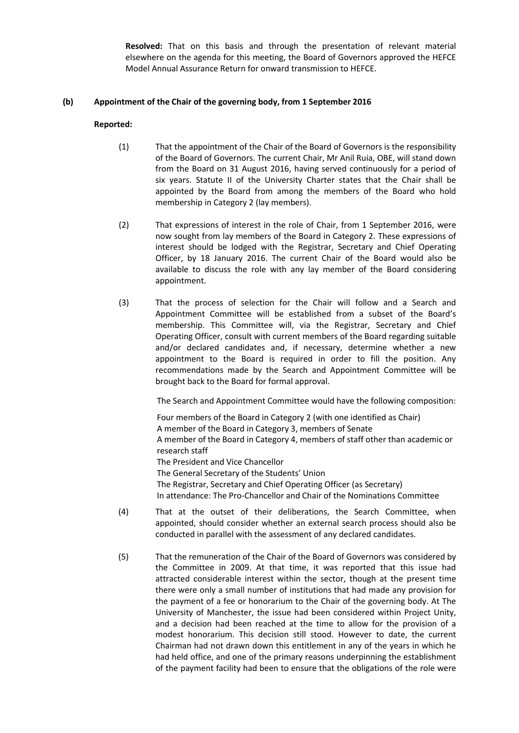**Resolved:** That on this basis and through the presentation of relevant material elsewhere on the agenda for this meeting, the Board of Governors approved the HEFCE Model Annual Assurance Return for onward transmission to HEFCE.

**(b) Appointment of the Chair of the governing body, from 1 September 2016**

**Reported:**

(1) That the appointment of the Chair of the Board of Governors is the responsibility of the Board of Governors. The current Chair, Mr Anil Ruia, OBE, will stand down from the Board on 31 August 2016, having served continuously for a period of six years. Statute II of the University Charter states that the Chair shall be appointed by the Board from among the members of the Board who hold membership in Category 2 (lay members).

(2) That expressions of interest in the role of Chair, from 1 September 2016, were now sought from lay members of the Board in Category 2. These expressions of interest should be lodged with the Registrar, Secretary and Chief Operating Officer, by 18 January 2016. The current Chair of the Board would also be available to discuss the role with any lay member of the Board considering appointment.

(3) That the process of selection for the Chair will follow and a Search and Appointment Committee will be established from a subset of the Board's membership. This Committee will, via the Registrar, Secretary and Chief Operating Officer, consult with current members of the Board regarding suitable and/or declared candidates and, if necessary, determine whether a new appointment to the Board is required in order to fill the position. Any recommendations made by the Search and Appointment Committee will be brought back to the Board for formal approval.

The Search and Appointment Committee would have the following composition:

Four members of the Board in Category 2 (with one identified as Chair)
A member of the Board in Category 3, members of Senate
A member of the Board in Category 4, members of staff other than academic or research staff
The President and Vice Chancellor
The General Secretary of the Students' Union
The Registrar, Secretary and Chief Operating Officer (as Secretary)
In attendance: The Pro-Chancellor and Chair of the Nominations Committee

(4) That at the outset of their deliberations, the Search Committee, when appointed, should consider whether an external search process should also be conducted in parallel with the assessment of any declared candidates.

(5) That the remuneration of the Chair of the Board of Governors was considered by the Committee in 2009. At that time, it was reported that this issue had attracted considerable interest within the sector, though at the present time there were only a small number of institutions that had made any provision for the payment of a fee or honorarium to the Chair of the governing body. At The University of Manchester, the issue had been considered within Project Unity, and a decision had been reached at the time to allow for the provision of a modest honorarium. This decision still stood. However to date, the current Chairman had not drawn down this entitlement in any of the years in which he had held office, and one of the primary reasons underpinning the establishment of the payment facility had been to ensure that the obligations of the role were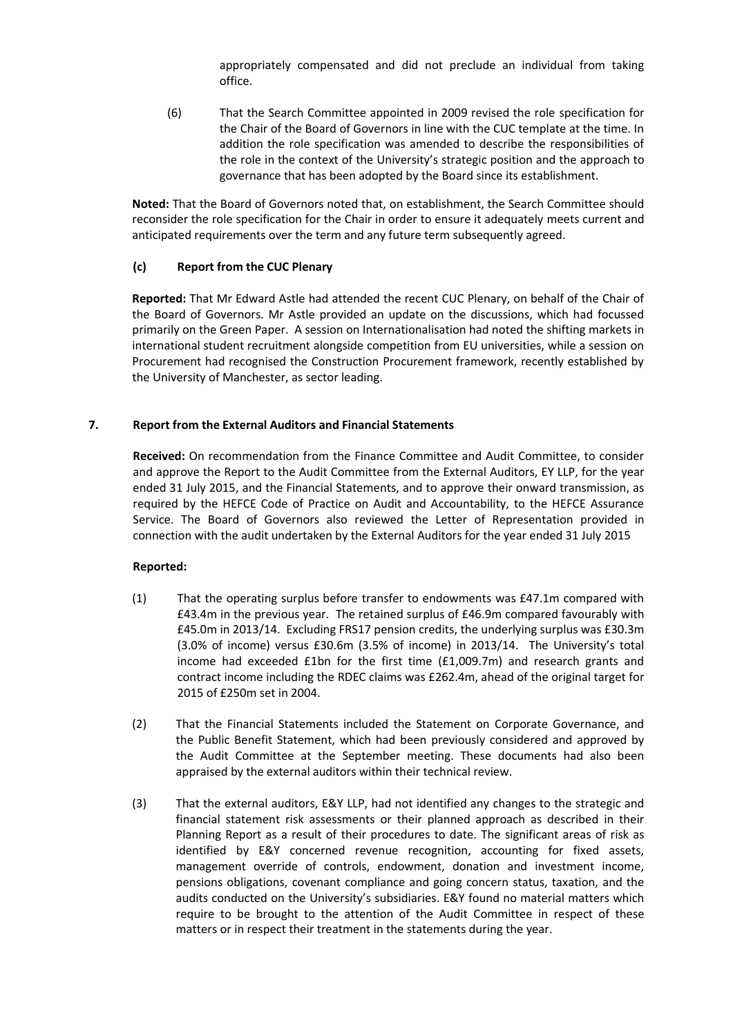appropriately compensated and did not preclude an individual from taking office.

(6) That the Search Committee appointed in 2009 revised the role specification for the Chair of the Board of Governors in line with the CUC template at the time. In addition the role specification was amended to describe the responsibilities of the role in the context of the University's strategic position and the approach to governance that has been adopted by the Board since its establishment.

**Noted:** That the Board of Governors noted that, on establishment, the Search Committee should reconsider the role specification for the Chair in order to ensure it adequately meets current and anticipated requirements over the term and any future term subsequently agreed.

### (c) Report from the CUC Plenary

**Reported:** That Mr Edward Astle had attended the recent CUC Plenary, on behalf of the Chair of the Board of Governors. Mr Astle provided an update on the discussions, which had focussed primarily on the Green Paper. A session on Internationalisation had noted the shifting markets in international student recruitment alongside competition from EU universities, while a session on Procurement had recognised the Construction Procurement framework, recently established by the University of Manchester, as sector leading.

## 7. Report from the External Auditors and Financial Statements

**Received:** On recommendation from the Finance Committee and Audit Committee, to consider and approve the Report to the Audit Committee from the External Auditors, EY LLP, for the year ended 31 July 2015, and the Financial Statements, and to approve their onward transmission, as required by the HEFCE Code of Practice on Audit and Accountability, to the HEFCE Assurance Service. The Board of Governors also reviewed the Letter of Representation provided in connection with the audit undertaken by the External Auditors for the year ended 31 July 2015

**Reported:**

(1) That the operating surplus before transfer to endowments was £47.1m compared with £43.4m in the previous year. The retained surplus of £46.9m compared favourably with £45.0m in 2013/14. Excluding FRS17 pension credits, the underlying surplus was £30.3m (3.0% of income) versus £30.6m (3.5% of income) in 2013/14. The University's total income had exceeded £1bn for the first time (£1,009.7m) and research grants and contract income including the RDEC claims was £262.4m, ahead of the original target for 2015 of £250m set in 2004.

(2) That the Financial Statements included the Statement on Corporate Governance, and the Public Benefit Statement, which had been previously considered and approved by the Audit Committee at the September meeting. These documents had also been appraised by the external auditors within their technical review.

(3) That the external auditors, E&Y LLP, had not identified any changes to the strategic and financial statement risk assessments or their planned approach as described in their Planning Report as a result of their procedures to date. The significant areas of risk as identified by E&Y concerned revenue recognition, accounting for fixed assets, management override of controls, endowment, donation and investment income, pensions obligations, covenant compliance and going concern status, taxation, and the audits conducted on the University's subsidiaries. E&Y found no material matters which require to be brought to the attention of the Audit Committee in respect of these matters or in respect their treatment in the statements during the year.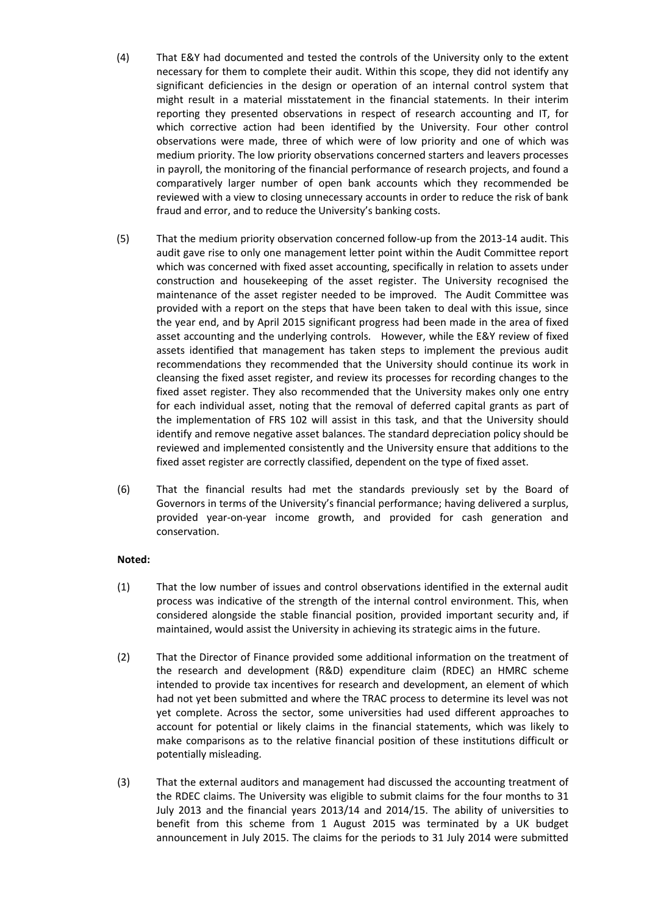(4) That E&Y had documented and tested the controls of the University only to the extent necessary for them to complete their audit. Within this scope, they did not identify any significant deficiencies in the design or operation of an internal control system that might result in a material misstatement in the financial statements. In their interim reporting they presented observations in respect of research accounting and IT, for which corrective action had been identified by the University. Four other control observations were made, three of which were of low priority and one of which was medium priority. The low priority observations concerned starters and leavers processes in payroll, the monitoring of the financial performance of research projects, and found a comparatively larger number of open bank accounts which they recommended be reviewed with a view to closing unnecessary accounts in order to reduce the risk of bank fraud and error, and to reduce the University's banking costs.

(5) That the medium priority observation concerned follow-up from the 2013-14 audit. This audit gave rise to only one management letter point within the Audit Committee report which was concerned with fixed asset accounting, specifically in relation to assets under construction and housekeeping of the asset register. The University recognised the maintenance of the asset register needed to be improved. The Audit Committee was provided with a report on the steps that have been taken to deal with this issue, since the year end, and by April 2015 significant progress had been made in the area of fixed asset accounting and the underlying controls. However, while the E&Y review of fixed assets identified that management has taken steps to implement the previous audit recommendations they recommended that the University should continue its work in cleansing the fixed asset register, and review its processes for recording changes to the fixed asset register. They also recommended that the University makes only one entry for each individual asset, noting that the removal of deferred capital grants as part of the implementation of FRS 102 will assist in this task, and that the University should identify and remove negative asset balances. The standard depreciation policy should be reviewed and implemented consistently and the University ensure that additions to the fixed asset register are correctly classified, dependent on the type of fixed asset.

(6) That the financial results had met the standards previously set by the Board of Governors in terms of the University's financial performance; having delivered a surplus, provided year-on-year income growth, and provided for cash generation and conservation.

**Noted:**

(1) That the low number of issues and control observations identified in the external audit process was indicative of the strength of the internal control environment. This, when considered alongside the stable financial position, provided important security and, if maintained, would assist the University in achieving its strategic aims in the future.

(2) That the Director of Finance provided some additional information on the treatment of the research and development (R&D) expenditure claim (RDEC) an HMRC scheme intended to provide tax incentives for research and development, an element of which had not yet been submitted and where the TRAC process to determine its level was not yet complete. Across the sector, some universities had used different approaches to account for potential or likely claims in the financial statements, which was likely to make comparisons as to the relative financial position of these institutions difficult or potentially misleading.

(3) That the external auditors and management had discussed the accounting treatment of the RDEC claims. The University was eligible to submit claims for the four months to 31 July 2013 and the financial years 2013/14 and 2014/15. The ability of universities to benefit from this scheme from 1 August 2015 was terminated by a UK budget announcement in July 2015. The claims for the periods to 31 July 2014 were submitted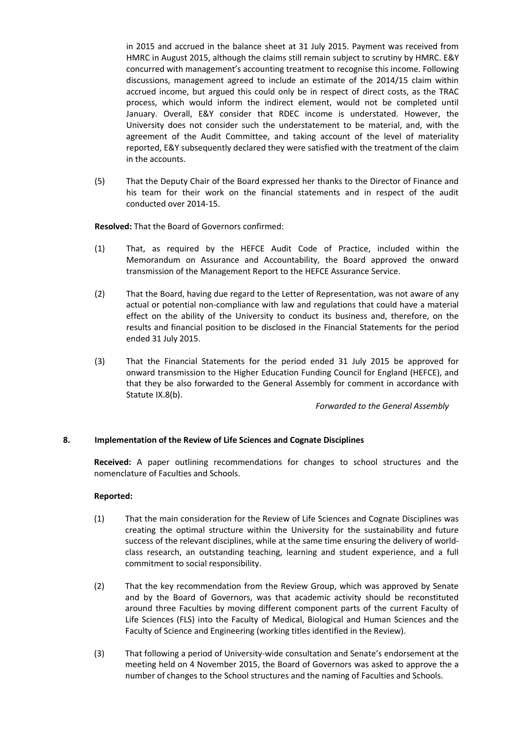in 2015 and accrued in the balance sheet at 31 July 2015. Payment was received from HMRC in August 2015, although the claims still remain subject to scrutiny by HMRC. E&Y concurred with management's accounting treatment to recognise this income. Following discussions, management agreed to include an estimate of the 2014/15 claim within accrued income, but argued this could only be in respect of direct costs, as the TRAC process, which would inform the indirect element, would not be completed until January. Overall, E&Y consider that RDEC income is understated. However, the University does not consider such the understatement to be material, and, with the agreement of the Audit Committee, and taking account of the level of materiality reported, E&Y subsequently declared they were satisfied with the treatment of the claim in the accounts.

(5) That the Deputy Chair of the Board expressed her thanks to the Director of Finance and his team for their work on the financial statements and in respect of the audit conducted over 2014-15.

**Resolved:** That the Board of Governors confirmed:

(1) That, as required by the HEFCE Audit Code of Practice, included within the Memorandum on Assurance and Accountability, the Board approved the onward transmission of the Management Report to the HEFCE Assurance Service.

(2) That the Board, having due regard to the Letter of Representation, was not aware of any actual or potential non-compliance with law and regulations that could have a material effect on the ability of the University to conduct its business and, therefore, on the results and financial position to be disclosed in the Financial Statements for the period ended 31 July 2015.

(3) That the Financial Statements for the period ended 31 July 2015 be approved for onward transmission to the Higher Education Funding Council for England (HEFCE), and that they be also forwarded to the General Assembly for comment in accordance with Statute IX.8(b).

*Forwarded to the General Assembly*

## 8. Implementation of the Review of Life Sciences and Cognate Disciplines

**Received:** A paper outlining recommendations for changes to school structures and the nomenclature of Faculties and Schools.

**Reported:**

(1) That the main consideration for the Review of Life Sciences and Cognate Disciplines was creating the optimal structure within the University for the sustainability and future success of the relevant disciplines, while at the same time ensuring the delivery of world-class research, an outstanding teaching, learning and student experience, and a full commitment to social responsibility.

(2) That the key recommendation from the Review Group, which was approved by Senate and by the Board of Governors, was that academic activity should be reconstituted around three Faculties by moving different component parts of the current Faculty of Life Sciences (FLS) into the Faculty of Medical, Biological and Human Sciences and the Faculty of Science and Engineering (working titles identified in the Review).

(3) That following a period of University-wide consultation and Senate's endorsement at the meeting held on 4 November 2015, the Board of Governors was asked to approve the a number of changes to the School structures and the naming of Faculties and Schools.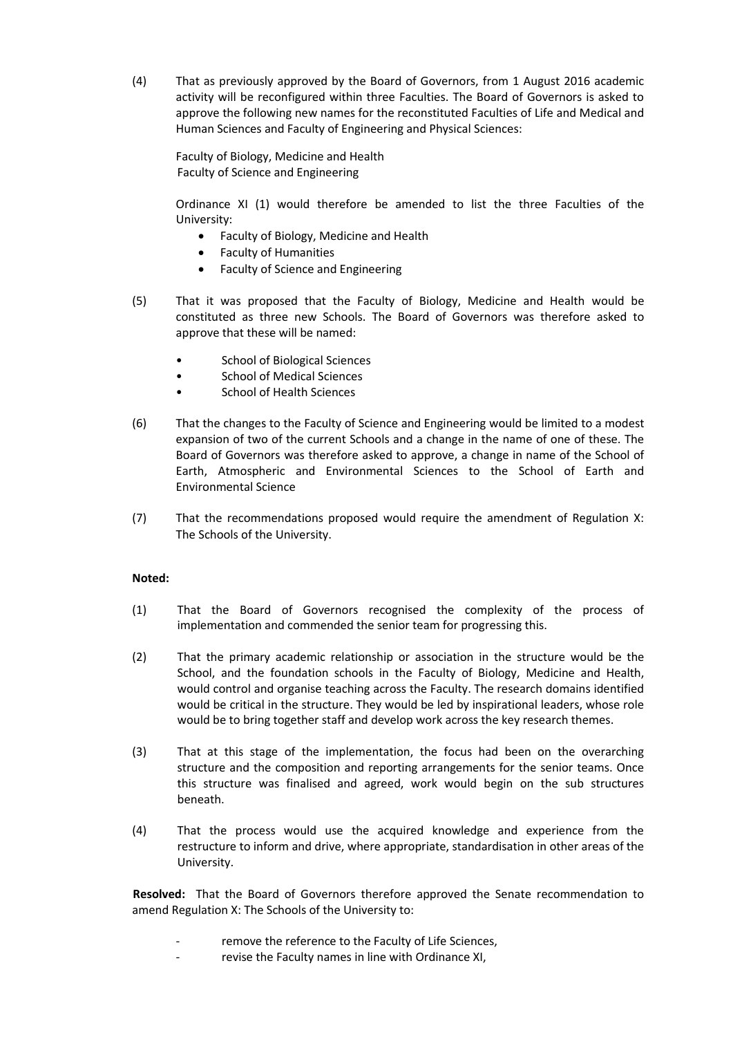(4) That as previously approved by the Board of Governors, from 1 August 2016 academic activity will be reconfigured within three Faculties. The Board of Governors is asked to approve the following new names for the reconstituted Faculties of Life and Medical and Human Sciences and Faculty of Engineering and Physical Sciences:

Faculty of Biology, Medicine and Health
Faculty of Science and Engineering

Ordinance XI (1) would therefore be amended to list the three Faculties of the University:

- Faculty of Biology, Medicine and Health
- Faculty of Humanities
- Faculty of Science and Engineering

(5) That it was proposed that the Faculty of Biology, Medicine and Health would be constituted as three new Schools. The Board of Governors was therefore asked to approve that these will be named:

- School of Biological Sciences
- School of Medical Sciences
- School of Health Sciences

(6) That the changes to the Faculty of Science and Engineering would be limited to a modest expansion of two of the current Schools and a change in the name of one of these. The Board of Governors was therefore asked to approve, a change in name of the School of Earth, Atmospheric and Environmental Sciences to the School of Earth and Environmental Science

(7) That the recommendations proposed would require the amendment of Regulation X: The Schools of the University.

**Noted:**

(1) That the Board of Governors recognised the complexity of the process of implementation and commended the senior team for progressing this.

(2) That the primary academic relationship or association in the structure would be the School, and the foundation schools in the Faculty of Biology, Medicine and Health, would control and organise teaching across the Faculty. The research domains identified would be critical in the structure. They would be led by inspirational leaders, whose role would be to bring together staff and develop work across the key research themes.

(3) That at this stage of the implementation, the focus had been on the overarching structure and the composition and reporting arrangements for the senior teams. Once this structure was finalised and agreed, work would begin on the sub structures beneath.

(4) That the process would use the acquired knowledge and experience from the restructure to inform and drive, where appropriate, standardisation in other areas of the University.

**Resolved:** That the Board of Governors therefore approved the Senate recommendation to amend Regulation X: The Schools of the University to:

- remove the reference to the Faculty of Life Sciences,
- revise the Faculty names in line with Ordinance XI,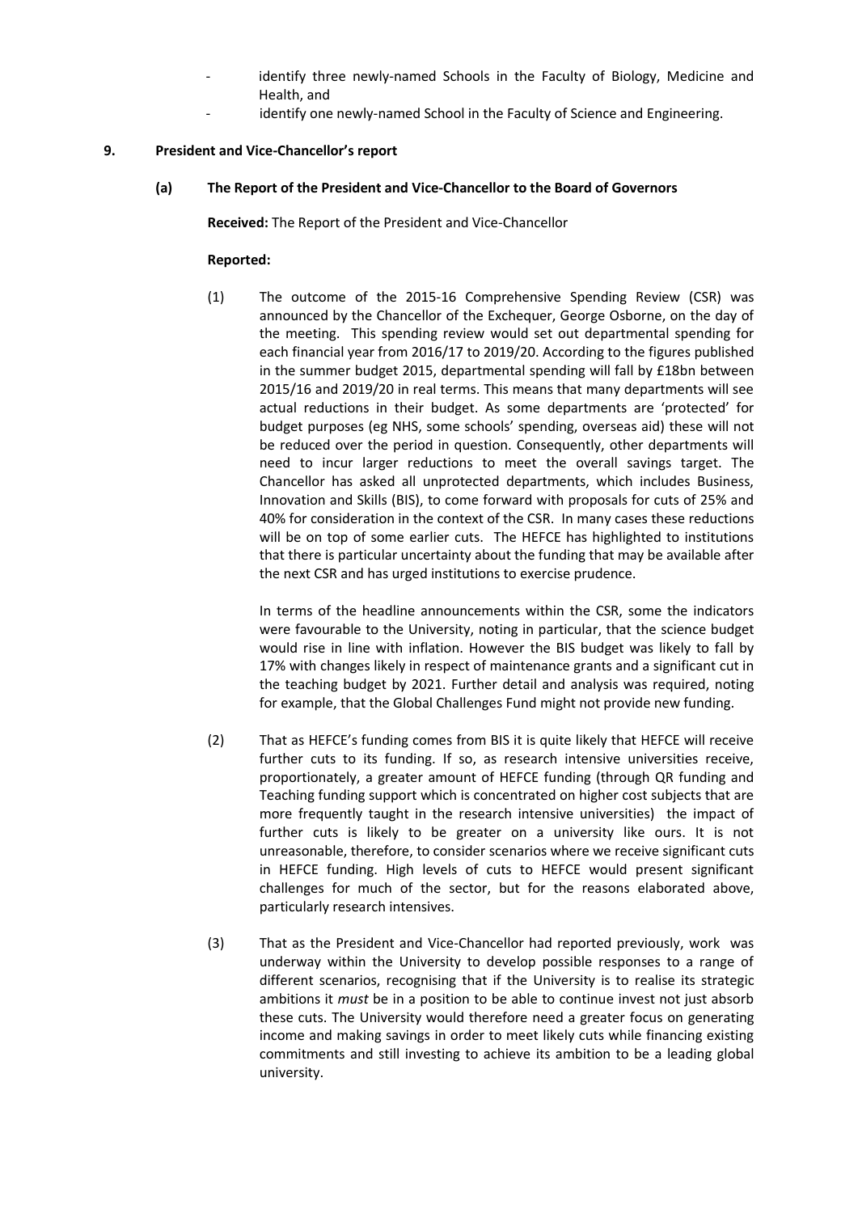- identify three newly-named Schools in the Faculty of Biology, Medicine and Health, and
- identify one newly-named School in the Faculty of Science and Engineering.

**9. President and Vice-Chancellor's report**

**(a) The Report of the President and Vice-Chancellor to the Board of Governors**

**Received:** The Report of the President and Vice-Chancellor

**Reported:**

(1) The outcome of the 2015-16 Comprehensive Spending Review (CSR) was announced by the Chancellor of the Exchequer, George Osborne, on the day of the meeting. This spending review would set out departmental spending for each financial year from 2016/17 to 2019/20. According to the figures published in the summer budget 2015, departmental spending will fall by £18bn between 2015/16 and 2019/20 in real terms. This means that many departments will see actual reductions in their budget. As some departments are 'protected' for budget purposes (eg NHS, some schools' spending, overseas aid) these will not be reduced over the period in question. Consequently, other departments will need to incur larger reductions to meet the overall savings target. The Chancellor has asked all unprotected departments, which includes Business, Innovation and Skills (BIS), to come forward with proposals for cuts of 25% and 40% for consideration in the context of the CSR. In many cases these reductions will be on top of some earlier cuts. The HEFCE has highlighted to institutions that there is particular uncertainty about the funding that may be available after the next CSR and has urged institutions to exercise prudence.

In terms of the headline announcements within the CSR, some the indicators were favourable to the University, noting in particular, that the science budget would rise in line with inflation. However the BIS budget was likely to fall by 17% with changes likely in respect of maintenance grants and a significant cut in the teaching budget by 2021. Further detail and analysis was required, noting for example, that the Global Challenges Fund might not provide new funding.

(2) That as HEFCE's funding comes from BIS it is quite likely that HEFCE will receive further cuts to its funding. If so, as research intensive universities receive, proportionately, a greater amount of HEFCE funding (through QR funding and Teaching funding support which is concentrated on higher cost subjects that are more frequently taught in the research intensive universities) the impact of further cuts is likely to be greater on a university like ours. It is not unreasonable, therefore, to consider scenarios where we receive significant cuts in HEFCE funding. High levels of cuts to HEFCE would present significant challenges for much of the sector, but for the reasons elaborated above, particularly research intensives.

(3) That as the President and Vice-Chancellor had reported previously, work was underway within the University to develop possible responses to a range of different scenarios, recognising that if the University is to realise its strategic ambitions it *must* be in a position to be able to continue invest not just absorb these cuts. The University would therefore need a greater focus on generating income and making savings in order to meet likely cuts while financing existing commitments and still investing to achieve its ambition to be a leading global university.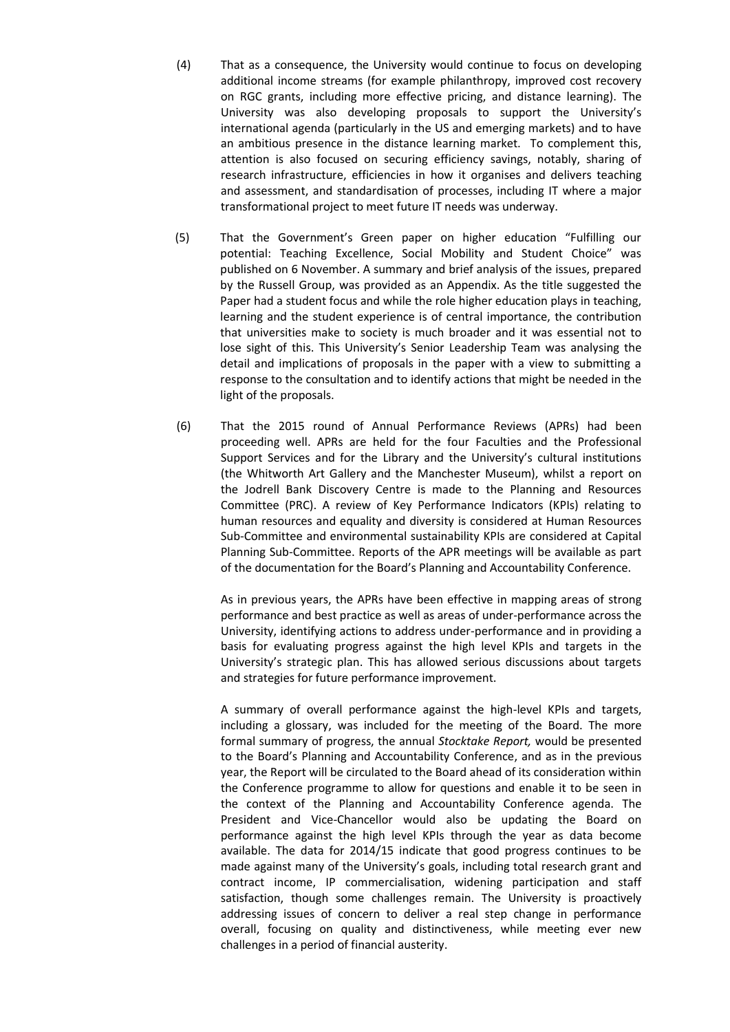(4) That as a consequence, the University would continue to focus on developing additional income streams (for example philanthropy, improved cost recovery on RGC grants, including more effective pricing, and distance learning). The University was also developing proposals to support the University's international agenda (particularly in the US and emerging markets) and to have an ambitious presence in the distance learning market. To complement this, attention is also focused on securing efficiency savings, notably, sharing of research infrastructure, efficiencies in how it organises and delivers teaching and assessment, and standardisation of processes, including IT where a major transformational project to meet future IT needs was underway.

(5) That the Government's Green paper on higher education "Fulfilling our potential: Teaching Excellence, Social Mobility and Student Choice" was published on 6 November. A summary and brief analysis of the issues, prepared by the Russell Group, was provided as an Appendix. As the title suggested the Paper had a student focus and while the role higher education plays in teaching, learning and the student experience is of central importance, the contribution that universities make to society is much broader and it was essential not to lose sight of this. This University's Senior Leadership Team was analysing the detail and implications of proposals in the paper with a view to submitting a response to the consultation and to identify actions that might be needed in the light of the proposals.

(6) That the 2015 round of Annual Performance Reviews (APRs) had been proceeding well. APRs are held for the four Faculties and the Professional Support Services and for the Library and the University's cultural institutions (the Whitworth Art Gallery and the Manchester Museum), whilst a report on the Jodrell Bank Discovery Centre is made to the Planning and Resources Committee (PRC). A review of Key Performance Indicators (KPIs) relating to human resources and equality and diversity is considered at Human Resources Sub-Committee and environmental sustainability KPIs are considered at Capital Planning Sub-Committee. Reports of the APR meetings will be available as part of the documentation for the Board's Planning and Accountability Conference.

As in previous years, the APRs have been effective in mapping areas of strong performance and best practice as well as areas of under-performance across the University, identifying actions to address under-performance and in providing a basis for evaluating progress against the high level KPIs and targets in the University's strategic plan. This has allowed serious discussions about targets and strategies for future performance improvement.

A summary of overall performance against the high-level KPIs and targets, including a glossary, was included for the meeting of the Board. The more formal summary of progress, the annual *Stocktake Report,* would be presented to the Board's Planning and Accountability Conference, and as in the previous year, the Report will be circulated to the Board ahead of its consideration within the Conference programme to allow for questions and enable it to be seen in the context of the Planning and Accountability Conference agenda. The President and Vice-Chancellor would also be updating the Board on performance against the high level KPIs through the year as data become available. The data for 2014/15 indicate that good progress continues to be made against many of the University's goals, including total research grant and contract income, IP commercialisation, widening participation and staff satisfaction, though some challenges remain. The University is proactively addressing issues of concern to deliver a real step change in performance overall, focusing on quality and distinctiveness, while meeting ever new challenges in a period of financial austerity.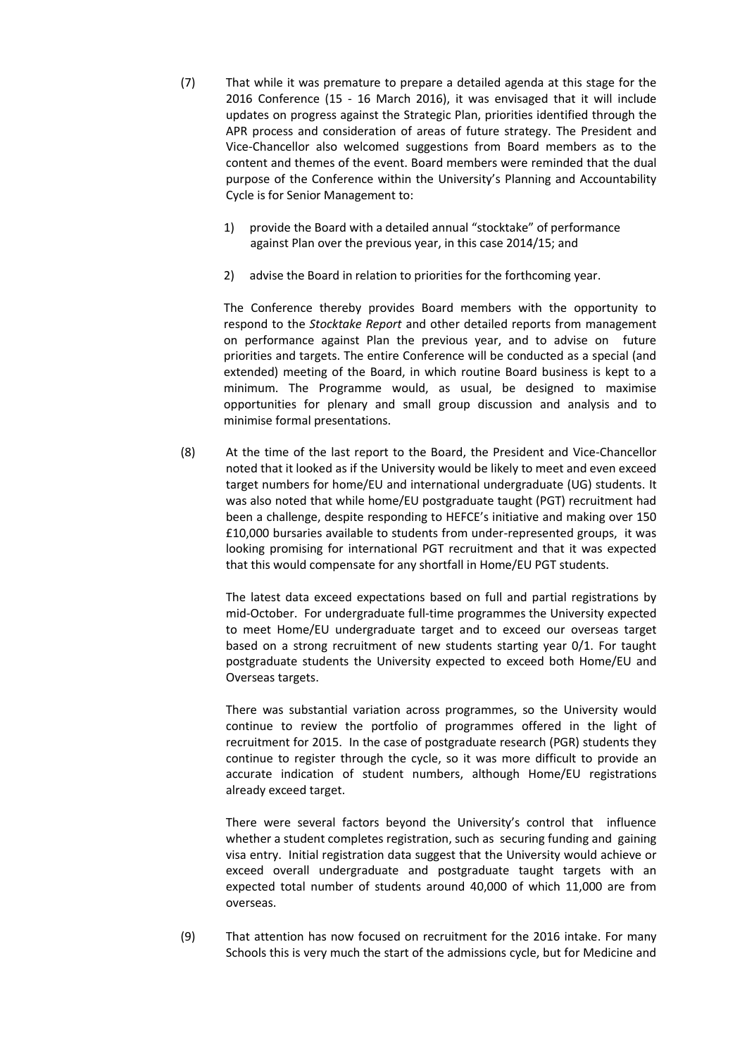(7) That while it was premature to prepare a detailed agenda at this stage for the 2016 Conference (15 - 16 March 2016), it was envisaged that it will include updates on progress against the Strategic Plan, priorities identified through the APR process and consideration of areas of future strategy. The President and Vice-Chancellor also welcomed suggestions from Board members as to the content and themes of the event. Board members were reminded that the dual purpose of the Conference within the University's Planning and Accountability Cycle is for Senior Management to:

   1) provide the Board with a detailed annual "stocktake" of performance against Plan over the previous year, in this case 2014/15; and

   2) advise the Board in relation to priorities for the forthcoming year.

   The Conference thereby provides Board members with the opportunity to respond to the *Stocktake Report* and other detailed reports from management on performance against Plan the previous year, and to advise on future priorities and targets. The entire Conference will be conducted as a special (and extended) meeting of the Board, in which routine Board business is kept to a minimum. The Programme would, as usual, be designed to maximise opportunities for plenary and small group discussion and analysis and to minimise formal presentations.

(8) At the time of the last report to the Board, the President and Vice-Chancellor noted that it looked as if the University would be likely to meet and even exceed target numbers for home/EU and international undergraduate (UG) students. It was also noted that while home/EU postgraduate taught (PGT) recruitment had been a challenge, despite responding to HEFCE's initiative and making over 150 £10,000 bursaries available to students from under-represented groups, it was looking promising for international PGT recruitment and that it was expected that this would compensate for any shortfall in Home/EU PGT students.

   The latest data exceed expectations based on full and partial registrations by mid-October. For undergraduate full-time programmes the University expected to meet Home/EU undergraduate target and to exceed our overseas target based on a strong recruitment of new students starting year 0/1. For taught postgraduate students the University expected to exceed both Home/EU and Overseas targets.

   There was substantial variation across programmes, so the University would continue to review the portfolio of programmes offered in the light of recruitment for 2015. In the case of postgraduate research (PGR) students they continue to register through the cycle, so it was more difficult to provide an accurate indication of student numbers, although Home/EU registrations already exceed target.

   There were several factors beyond the University's control that influence whether a student completes registration, such as securing funding and gaining visa entry. Initial registration data suggest that the University would achieve or exceed overall undergraduate and postgraduate taught targets with an expected total number of students around 40,000 of which 11,000 are from overseas.

(9) That attention has now focused on recruitment for the 2016 intake. For many Schools this is very much the start of the admissions cycle, but for Medicine and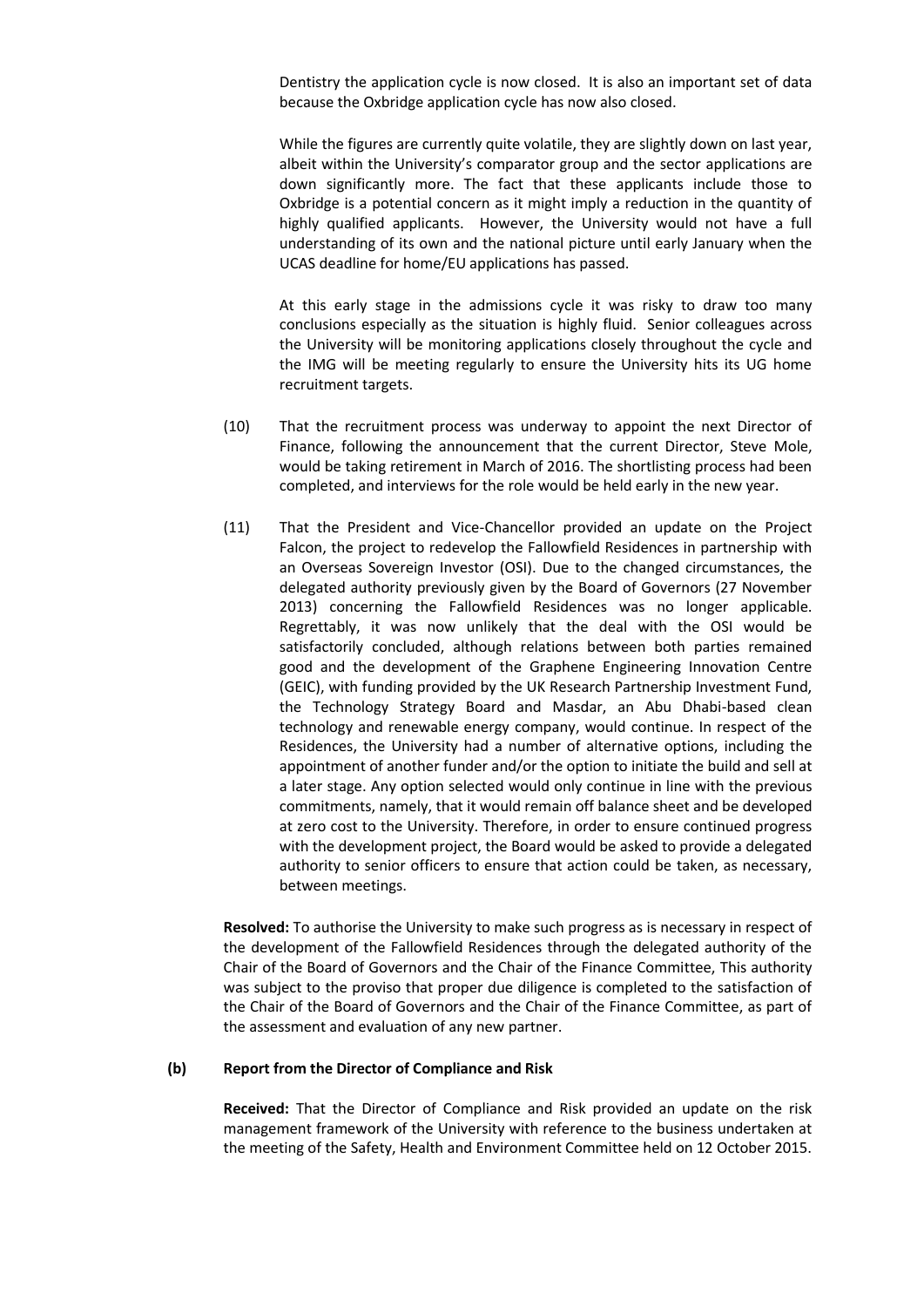Dentistry the application cycle is now closed. It is also an important set of data because the Oxbridge application cycle has now also closed.

While the figures are currently quite volatile, they are slightly down on last year, albeit within the University's comparator group and the sector applications are down significantly more. The fact that these applicants include those to Oxbridge is a potential concern as it might imply a reduction in the quantity of highly qualified applicants. However, the University would not have a full understanding of its own and the national picture until early January when the UCAS deadline for home/EU applications has passed.

At this early stage in the admissions cycle it was risky to draw too many conclusions especially as the situation is highly fluid. Senior colleagues across the University will be monitoring applications closely throughout the cycle and the IMG will be meeting regularly to ensure the University hits its UG home recruitment targets.

(10) That the recruitment process was underway to appoint the next Director of Finance, following the announcement that the current Director, Steve Mole, would be taking retirement in March of 2016. The shortlisting process had been completed, and interviews for the role would be held early in the new year.

(11) That the President and Vice-Chancellor provided an update on the Project Falcon, the project to redevelop the Fallowfield Residences in partnership with an Overseas Sovereign Investor (OSI). Due to the changed circumstances, the delegated authority previously given by the Board of Governors (27 November 2013) concerning the Fallowfield Residences was no longer applicable. Regrettably, it was now unlikely that the deal with the OSI would be satisfactorily concluded, although relations between both parties remained good and the development of the Graphene Engineering Innovation Centre (GEIC), with funding provided by the UK Research Partnership Investment Fund, the Technology Strategy Board and Masdar, an Abu Dhabi-based clean technology and renewable energy company, would continue. In respect of the Residences, the University had a number of alternative options, including the appointment of another funder and/or the option to initiate the build and sell at a later stage. Any option selected would only continue in line with the previous commitments, namely, that it would remain off balance sheet and be developed at zero cost to the University. Therefore, in order to ensure continued progress with the development project, the Board would be asked to provide a delegated authority to senior officers to ensure that action could be taken, as necessary, between meetings.

**Resolved:** To authorise the University to make such progress as is necessary in respect of the development of the Fallowfield Residences through the delegated authority of the Chair of the Board of Governors and the Chair of the Finance Committee, This authority was subject to the proviso that proper due diligence is completed to the satisfaction of the Chair of the Board of Governors and the Chair of the Finance Committee, as part of the assessment and evaluation of any new partner.

**(b) Report from the Director of Compliance and Risk**

**Received:** That the Director of Compliance and Risk provided an update on the risk management framework of the University with reference to the business undertaken at the meeting of the Safety, Health and Environment Committee held on 12 October 2015.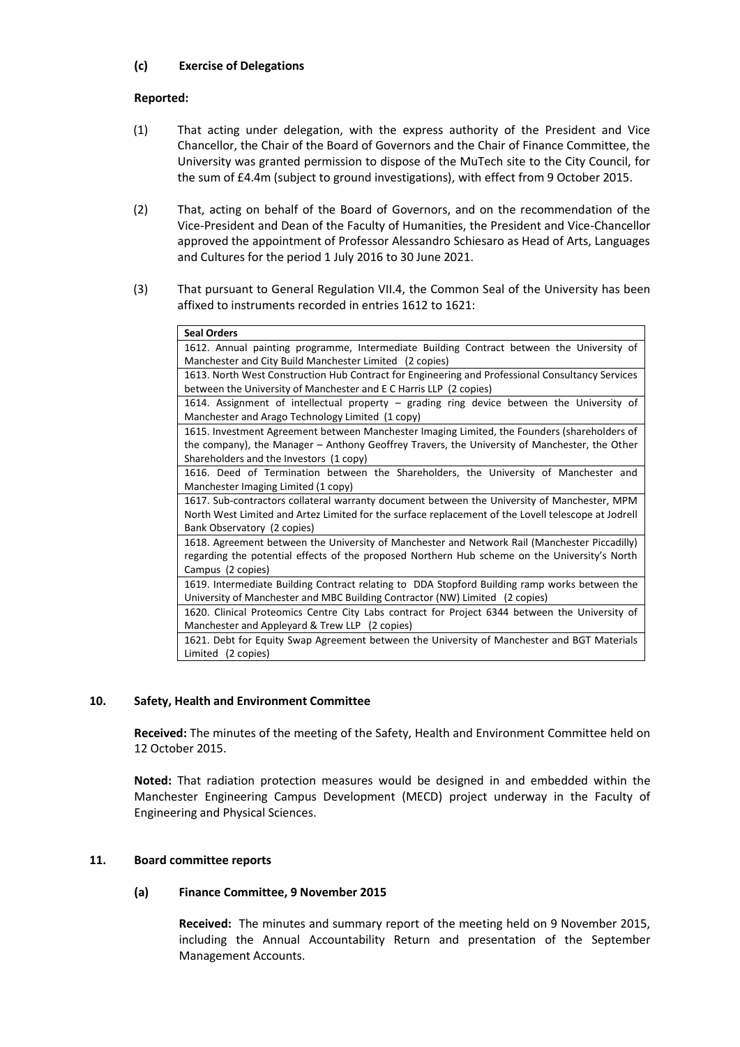### (c) Exercise of Delegations

**Reported:**

(1) That acting under delegation, with the express authority of the President and Vice Chancellor, the Chair of the Board of Governors and the Chair of Finance Committee, the University was granted permission to dispose of the MuTech site to the City Council, for the sum of £4.4m (subject to ground investigations), with effect from 9 October 2015.

(2) That, acting on behalf of the Board of Governors, and on the recommendation of the Vice-President and Dean of the Faculty of Humanities, the President and Vice-Chancellor approved the appointment of Professor Alessandro Schiesaro as Head of Arts, Languages and Cultures for the period 1 July 2016 to 30 June 2021.

(3) That pursuant to General Regulation VII.4, the Common Seal of the University has been affixed to instruments recorded in entries 1612 to 1621:

| Seal Orders |
|---|
| 1612. Annual painting programme, Intermediate Building Contract between the University of Manchester and City Build Manchester Limited (2 copies) |
| 1613. North West Construction Hub Contract for Engineering and Professional Consultancy Services between the University of Manchester and E C Harris LLP (2 copies) |
| 1614. Assignment of intellectual property – grading ring device between the University of Manchester and Arago Technology Limited (1 copy) |
| 1615. Investment Agreement between Manchester Imaging Limited, the Founders (shareholders of the company), the Manager – Anthony Geoffrey Travers, the University of Manchester, the Other Shareholders and the Investors (1 copy) |
| 1616. Deed of Termination between the Shareholders, the University of Manchester and Manchester Imaging Limited (1 copy) |
| 1617. Sub-contractors collateral warranty document between the University of Manchester, MPM North West Limited and Artez Limited for the surface replacement of the Lovell telescope at Jodrell Bank Observatory (2 copies) |
| 1618. Agreement between the University of Manchester and Network Rail (Manchester Piccadilly) regarding the potential effects of the proposed Northern Hub scheme on the University's North Campus (2 copies) |
| 1619. Intermediate Building Contract relating to DDA Stopford Building ramp works between the University of Manchester and MBC Building Contractor (NW) Limited (2 copies) |
| 1620. Clinical Proteomics Centre City Labs contract for Project 6344 between the University of Manchester and Appleyard & Trew LLP (2 copies) |
| 1621. Debt for Equity Swap Agreement between the University of Manchester and BGT Materials Limited (2 copies) |

## 10. Safety, Health and Environment Committee

**Received:** The minutes of the meeting of the Safety, Health and Environment Committee held on 12 October 2015.

**Noted:** That radiation protection measures would be designed in and embedded within the Manchester Engineering Campus Development (MECD) project underway in the Faculty of Engineering and Physical Sciences.

## 11. Board committee reports

### (a) Finance Committee, 9 November 2015

**Received:** The minutes and summary report of the meeting held on 9 November 2015, including the Annual Accountability Return and presentation of the September Management Accounts.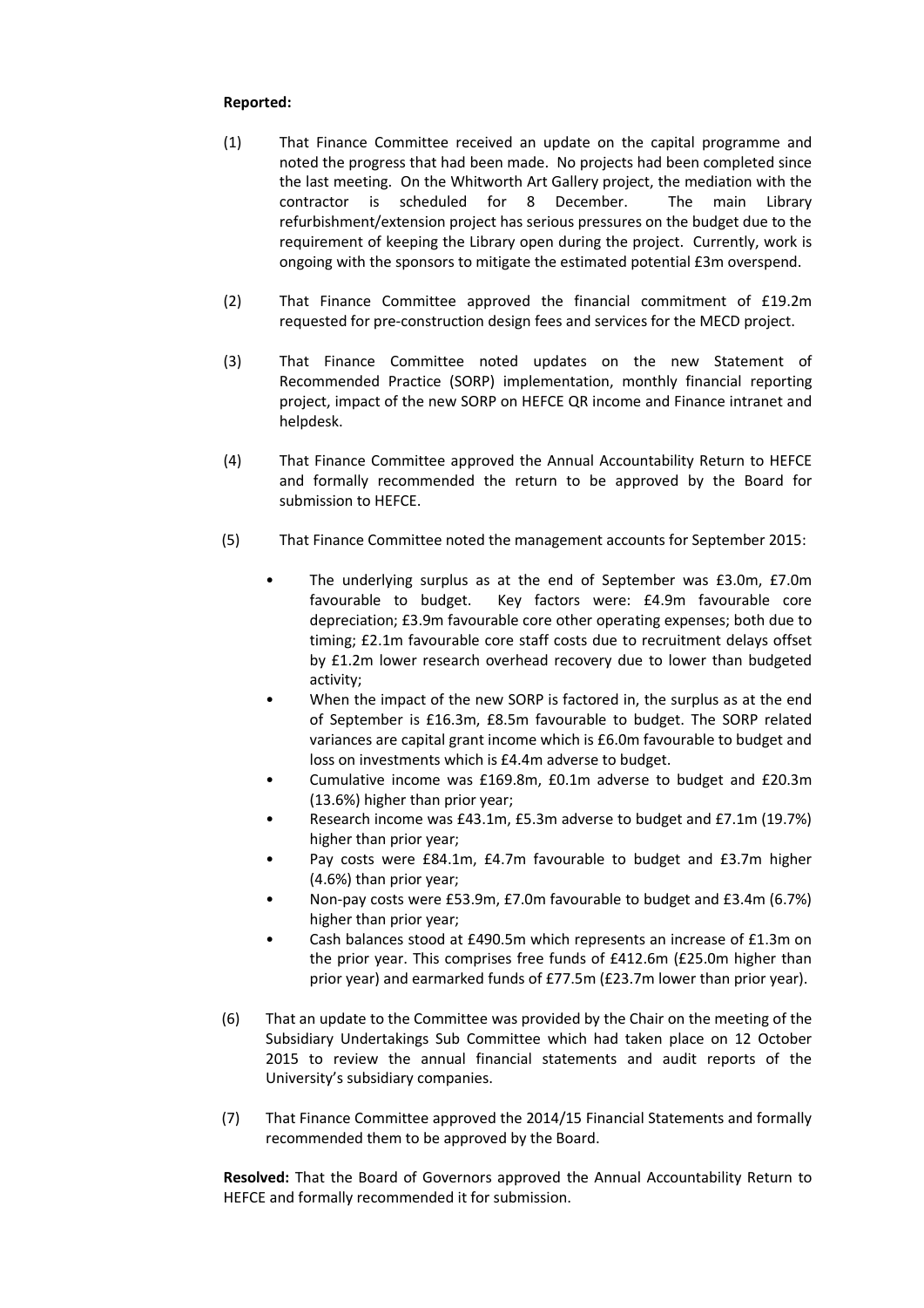**Reported:**

(1) That Finance Committee received an update on the capital programme and noted the progress that had been made. No projects had been completed since the last meeting. On the Whitworth Art Gallery project, the mediation with the contractor is scheduled for 8 December. The main Library refurbishment/extension project has serious pressures on the budget due to the requirement of keeping the Library open during the project. Currently, work is ongoing with the sponsors to mitigate the estimated potential £3m overspend.

(2) That Finance Committee approved the financial commitment of £19.2m requested for pre-construction design fees and services for the MECD project.

(3) That Finance Committee noted updates on the new Statement of Recommended Practice (SORP) implementation, monthly financial reporting project, impact of the new SORP on HEFCE QR income and Finance intranet and helpdesk.

(4) That Finance Committee approved the Annual Accountability Return to HEFCE and formally recommended the return to be approved by the Board for submission to HEFCE.

(5) That Finance Committee noted the management accounts for September 2015:

- The underlying surplus as at the end of September was £3.0m, £7.0m favourable to budget. Key factors were: £4.9m favourable core depreciation; £3.9m favourable core other operating expenses; both due to timing; £2.1m favourable core staff costs due to recruitment delays offset by £1.2m lower research overhead recovery due to lower than budgeted activity;
- When the impact of the new SORP is factored in, the surplus as at the end of September is £16.3m, £8.5m favourable to budget. The SORP related variances are capital grant income which is £6.0m favourable to budget and loss on investments which is £4.4m adverse to budget.
- Cumulative income was £169.8m, £0.1m adverse to budget and £20.3m (13.6%) higher than prior year;
- Research income was £43.1m, £5.3m adverse to budget and £7.1m (19.7%) higher than prior year;
- Pay costs were £84.1m, £4.7m favourable to budget and £3.7m higher (4.6%) than prior year;
- Non-pay costs were £53.9m, £7.0m favourable to budget and £3.4m (6.7%) higher than prior year;
- Cash balances stood at £490.5m which represents an increase of £1.3m on the prior year. This comprises free funds of £412.6m (£25.0m higher than prior year) and earmarked funds of £77.5m (£23.7m lower than prior year).

(6) That an update to the Committee was provided by the Chair on the meeting of the Subsidiary Undertakings Sub Committee which had taken place on 12 October 2015 to review the annual financial statements and audit reports of the University's subsidiary companies.

(7) That Finance Committee approved the 2014/15 Financial Statements and formally recommended them to be approved by the Board.

**Resolved:** That the Board of Governors approved the Annual Accountability Return to HEFCE and formally recommended it for submission.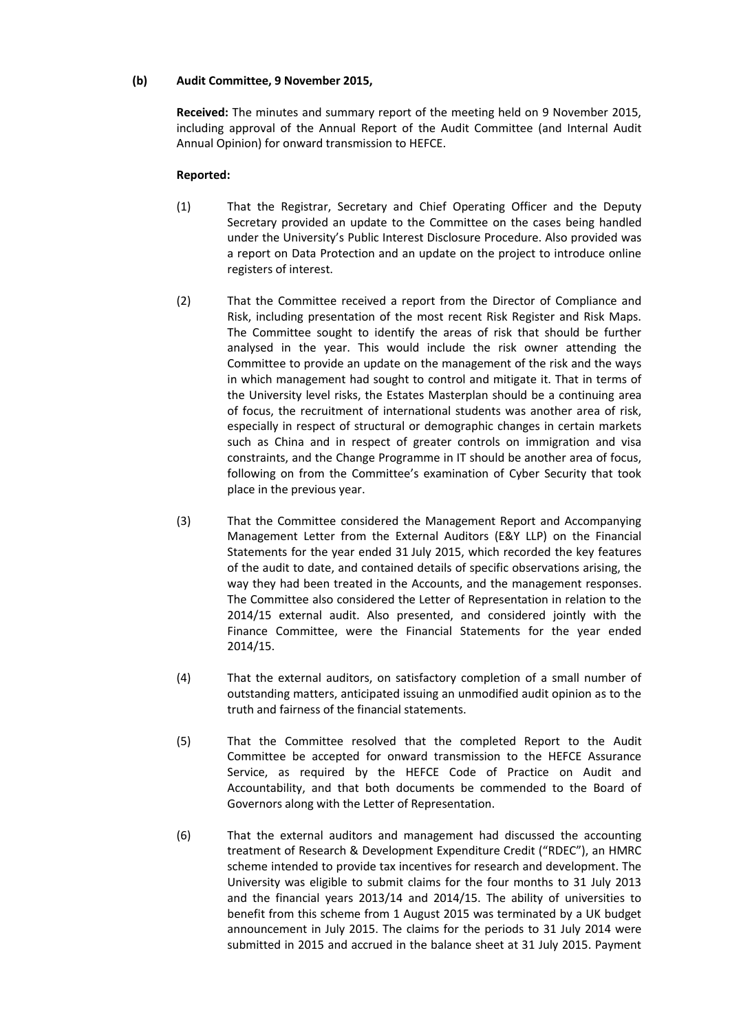**(b) Audit Committee, 9 November 2015,**

**Received:** The minutes and summary report of the meeting held on 9 November 2015, including approval of the Annual Report of the Audit Committee (and Internal Audit Annual Opinion) for onward transmission to HEFCE.

**Reported:**

(1) That the Registrar, Secretary and Chief Operating Officer and the Deputy Secretary provided an update to the Committee on the cases being handled under the University's Public Interest Disclosure Procedure. Also provided was a report on Data Protection and an update on the project to introduce online registers of interest.

(2) That the Committee received a report from the Director of Compliance and Risk, including presentation of the most recent Risk Register and Risk Maps. The Committee sought to identify the areas of risk that should be further analysed in the year. This would include the risk owner attending the Committee to provide an update on the management of the risk and the ways in which management had sought to control and mitigate it. That in terms of the University level risks, the Estates Masterplan should be a continuing area of focus, the recruitment of international students was another area of risk, especially in respect of structural or demographic changes in certain markets such as China and in respect of greater controls on immigration and visa constraints, and the Change Programme in IT should be another area of focus, following on from the Committee's examination of Cyber Security that took place in the previous year.

(3) That the Committee considered the Management Report and Accompanying Management Letter from the External Auditors (E&Y LLP) on the Financial Statements for the year ended 31 July 2015, which recorded the key features of the audit to date, and contained details of specific observations arising, the way they had been treated in the Accounts, and the management responses. The Committee also considered the Letter of Representation in relation to the 2014/15 external audit. Also presented, and considered jointly with the Finance Committee, were the Financial Statements for the year ended 2014/15.

(4) That the external auditors, on satisfactory completion of a small number of outstanding matters, anticipated issuing an unmodified audit opinion as to the truth and fairness of the financial statements.

(5) That the Committee resolved that the completed Report to the Audit Committee be accepted for onward transmission to the HEFCE Assurance Service, as required by the HEFCE Code of Practice on Audit and Accountability, and that both documents be commended to the Board of Governors along with the Letter of Representation.

(6) That the external auditors and management had discussed the accounting treatment of Research & Development Expenditure Credit ("RDEC"), an HMRC scheme intended to provide tax incentives for research and development. The University was eligible to submit claims for the four months to 31 July 2013 and the financial years 2013/14 and 2014/15. The ability of universities to benefit from this scheme from 1 August 2015 was terminated by a UK budget announcement in July 2015. The claims for the periods to 31 July 2014 were submitted in 2015 and accrued in the balance sheet at 31 July 2015. Payment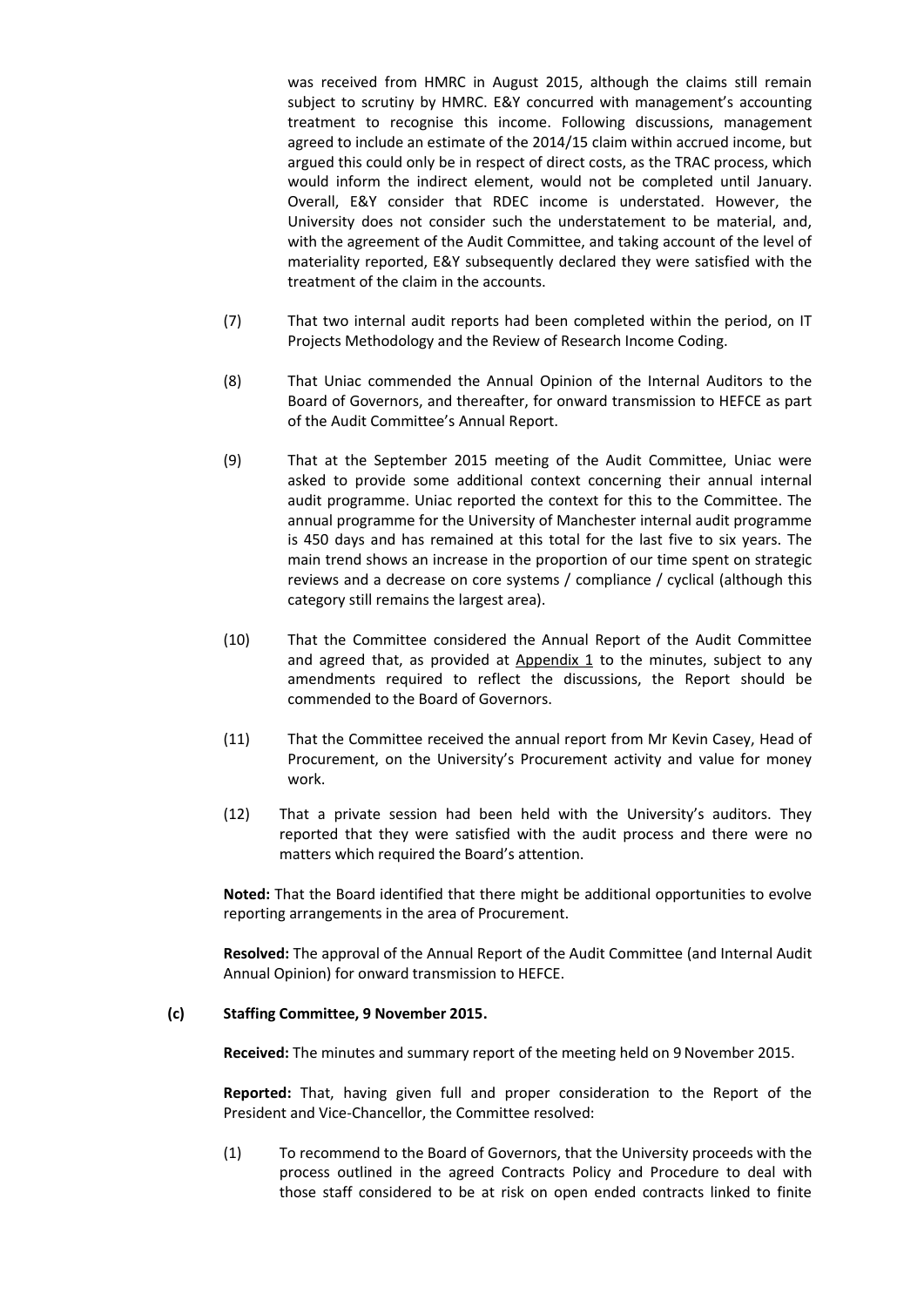was received from HMRC in August 2015, although the claims still remain subject to scrutiny by HMRC. E&Y concurred with management's accounting treatment to recognise this income. Following discussions, management agreed to include an estimate of the 2014/15 claim within accrued income, but argued this could only be in respect of direct costs, as the TRAC process, which would inform the indirect element, would not be completed until January. Overall, E&Y consider that RDEC income is understated. However, the University does not consider such the understatement to be material, and, with the agreement of the Audit Committee, and taking account of the level of materiality reported, E&Y subsequently declared they were satisfied with the treatment of the claim in the accounts.

(7) That two internal audit reports had been completed within the period, on IT Projects Methodology and the Review of Research Income Coding.

(8) That Uniac commended the Annual Opinion of the Internal Auditors to the Board of Governors, and thereafter, for onward transmission to HEFCE as part of the Audit Committee's Annual Report.

(9) That at the September 2015 meeting of the Audit Committee, Uniac were asked to provide some additional context concerning their annual internal audit programme. Uniac reported the context for this to the Committee. The annual programme for the University of Manchester internal audit programme is 450 days and has remained at this total for the last five to six years. The main trend shows an increase in the proportion of our time spent on strategic reviews and a decrease on core systems / compliance / cyclical (although this category still remains the largest area).

(10) That the Committee considered the Annual Report of the Audit Committee and agreed that, as provided at Appendix 1 to the minutes, subject to any amendments required to reflect the discussions, the Report should be commended to the Board of Governors.

(11) That the Committee received the annual report from Mr Kevin Casey, Head of Procurement, on the University's Procurement activity and value for money work.

(12) That a private session had been held with the University's auditors. They reported that they were satisfied with the audit process and there were no matters which required the Board's attention.

**Noted:** That the Board identified that there might be additional opportunities to evolve reporting arrangements in the area of Procurement.

**Resolved:** The approval of the Annual Report of the Audit Committee (and Internal Audit Annual Opinion) for onward transmission to HEFCE.

**(c) Staffing Committee, 9 November 2015.**

**Received:** The minutes and summary report of the meeting held on 9 November 2015.

**Reported:** That, having given full and proper consideration to the Report of the President and Vice-Chancellor, the Committee resolved:

(1) To recommend to the Board of Governors, that the University proceeds with the process outlined in the agreed Contracts Policy and Procedure to deal with those staff considered to be at risk on open ended contracts linked to finite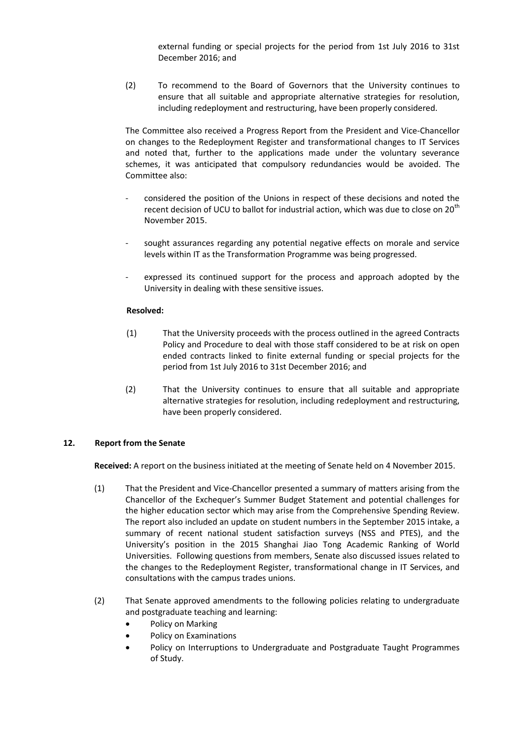external funding or special projects for the period from 1st July 2016 to 31st December 2016; and

(2) To recommend to the Board of Governors that the University continues to ensure that all suitable and appropriate alternative strategies for resolution, including redeployment and restructuring, have been properly considered.

The Committee also received a Progress Report from the President and Vice-Chancellor on changes to the Redeployment Register and transformational changes to IT Services and noted that, further to the applications made under the voluntary severance schemes, it was anticipated that compulsory redundancies would be avoided. The Committee also:

- considered the position of the Unions in respect of these decisions and noted the recent decision of UCU to ballot for industrial action, which was due to close on 20th November 2015.
- sought assurances regarding any potential negative effects on morale and service levels within IT as the Transformation Programme was being progressed.
- expressed its continued support for the process and approach adopted by the University in dealing with these sensitive issues.

**Resolved:**

(1) That the University proceeds with the process outlined in the agreed Contracts Policy and Procedure to deal with those staff considered to be at risk on open ended contracts linked to finite external funding or special projects for the period from 1st July 2016 to 31st December 2016; and

(2) That the University continues to ensure that all suitable and appropriate alternative strategies for resolution, including redeployment and restructuring, have been properly considered.

**12. Report from the Senate**

**Received:** A report on the business initiated at the meeting of Senate held on 4 November 2015.

(1) That the President and Vice-Chancellor presented a summary of matters arising from the Chancellor of the Exchequer's Summer Budget Statement and potential challenges for the higher education sector which may arise from the Comprehensive Spending Review. The report also included an update on student numbers in the September 2015 intake, a summary of recent national student satisfaction surveys (NSS and PTES), and the University's position in the 2015 Shanghai Jiao Tong Academic Ranking of World Universities. Following questions from members, Senate also discussed issues related to the changes to the Redeployment Register, transformational change in IT Services, and consultations with the campus trades unions.

(2) That Senate approved amendments to the following policies relating to undergraduate and postgraduate teaching and learning:

- Policy on Marking
- Policy on Examinations
- Policy on Interruptions to Undergraduate and Postgraduate Taught Programmes of Study.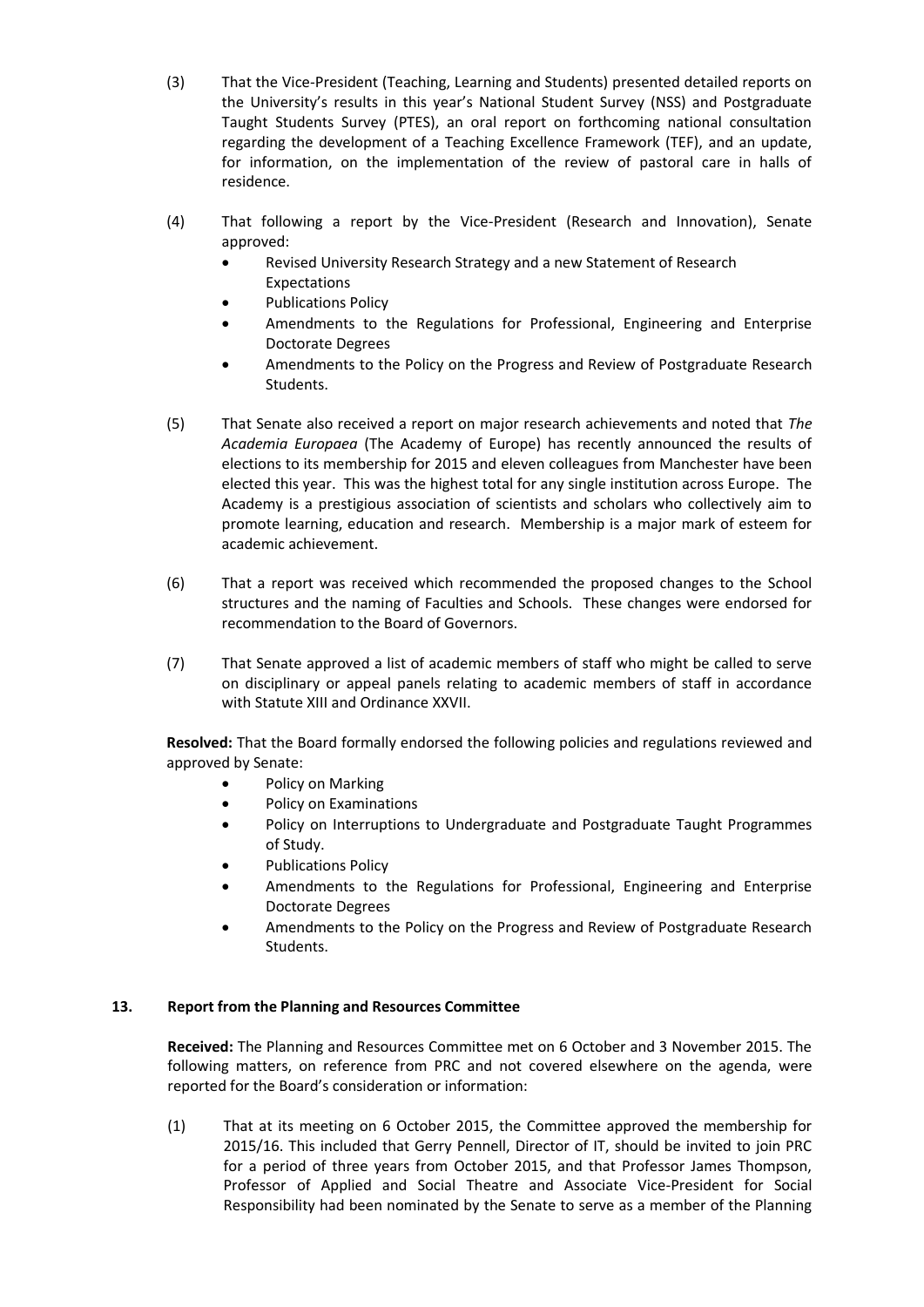(3) That the Vice-President (Teaching, Learning and Students) presented detailed reports on the University's results in this year's National Student Survey (NSS) and Postgraduate Taught Students Survey (PTES), an oral report on forthcoming national consultation regarding the development of a Teaching Excellence Framework (TEF), and an update, for information, on the implementation of the review of pastoral care in halls of residence.

(4) That following a report by the Vice-President (Research and Innovation), Senate approved:

- Revised University Research Strategy and a new Statement of Research Expectations
- Publications Policy
- Amendments to the Regulations for Professional, Engineering and Enterprise Doctorate Degrees
- Amendments to the Policy on the Progress and Review of Postgraduate Research Students.

(5) That Senate also received a report on major research achievements and noted that *The Academia Europaea* (The Academy of Europe) has recently announced the results of elections to its membership for 2015 and eleven colleagues from Manchester have been elected this year. This was the highest total for any single institution across Europe. The Academy is a prestigious association of scientists and scholars who collectively aim to promote learning, education and research. Membership is a major mark of esteem for academic achievement.

(6) That a report was received which recommended the proposed changes to the School structures and the naming of Faculties and Schools. These changes were endorsed for recommendation to the Board of Governors.

(7) That Senate approved a list of academic members of staff who might be called to serve on disciplinary or appeal panels relating to academic members of staff in accordance with Statute XIII and Ordinance XXVII.

**Resolved:** That the Board formally endorsed the following policies and regulations reviewed and approved by Senate:

- Policy on Marking
- Policy on Examinations
- Policy on Interruptions to Undergraduate and Postgraduate Taught Programmes of Study.
- Publications Policy
- Amendments to the Regulations for Professional, Engineering and Enterprise Doctorate Degrees
- Amendments to the Policy on the Progress and Review of Postgraduate Research Students.

**13. Report from the Planning and Resources Committee**

**Received:** The Planning and Resources Committee met on 6 October and 3 November 2015. The following matters, on reference from PRC and not covered elsewhere on the agenda, were reported for the Board's consideration or information:

(1) That at its meeting on 6 October 2015, the Committee approved the membership for 2015/16. This included that Gerry Pennell, Director of IT, should be invited to join PRC for a period of three years from October 2015, and that Professor James Thompson, Professor of Applied and Social Theatre and Associate Vice-President for Social Responsibility had been nominated by the Senate to serve as a member of the Planning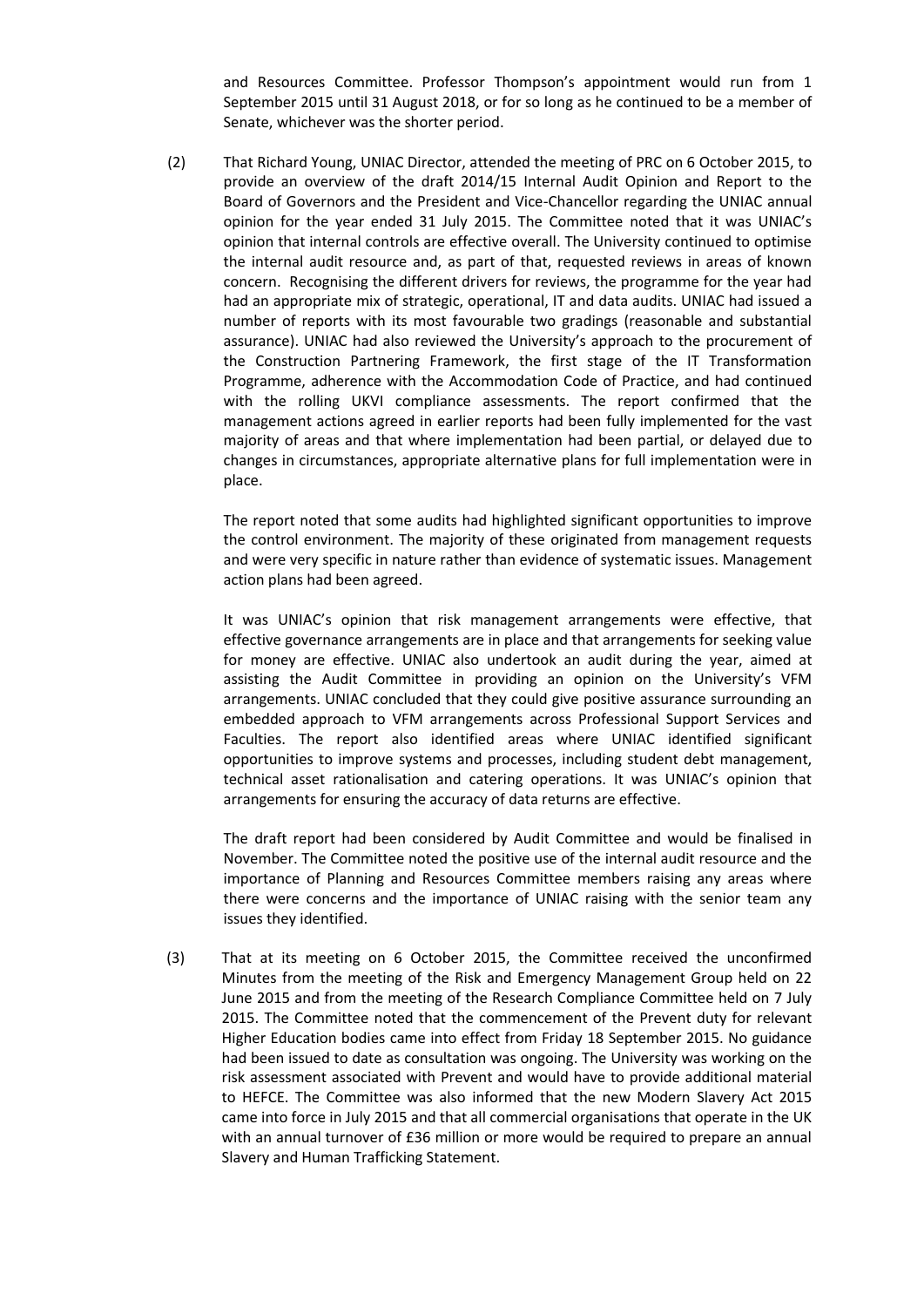and Resources Committee. Professor Thompson's appointment would run from 1 September 2015 until 31 August 2018, or for so long as he continued to be a member of Senate, whichever was the shorter period.

(2) That Richard Young, UNIAC Director, attended the meeting of PRC on 6 October 2015, to provide an overview of the draft 2014/15 Internal Audit Opinion and Report to the Board of Governors and the President and Vice-Chancellor regarding the UNIAC annual opinion for the year ended 31 July 2015. The Committee noted that it was UNIAC's opinion that internal controls are effective overall. The University continued to optimise the internal audit resource and, as part of that, requested reviews in areas of known concern. Recognising the different drivers for reviews, the programme for the year had had an appropriate mix of strategic, operational, IT and data audits. UNIAC had issued a number of reports with its most favourable two gradings (reasonable and substantial assurance). UNIAC had also reviewed the University's approach to the procurement of the Construction Partnering Framework, the first stage of the IT Transformation Programme, adherence with the Accommodation Code of Practice, and had continued with the rolling UKVI compliance assessments. The report confirmed that the management actions agreed in earlier reports had been fully implemented for the vast majority of areas and that where implementation had been partial, or delayed due to changes in circumstances, appropriate alternative plans for full implementation were in place.

The report noted that some audits had highlighted significant opportunities to improve the control environment. The majority of these originated from management requests and were very specific in nature rather than evidence of systematic issues. Management action plans had been agreed.

It was UNIAC's opinion that risk management arrangements were effective, that effective governance arrangements are in place and that arrangements for seeking value for money are effective. UNIAC also undertook an audit during the year, aimed at assisting the Audit Committee in providing an opinion on the University's VFM arrangements. UNIAC concluded that they could give positive assurance surrounding an embedded approach to VFM arrangements across Professional Support Services and Faculties. The report also identified areas where UNIAC identified significant opportunities to improve systems and processes, including student debt management, technical asset rationalisation and catering operations. It was UNIAC's opinion that arrangements for ensuring the accuracy of data returns are effective.

The draft report had been considered by Audit Committee and would be finalised in November. The Committee noted the positive use of the internal audit resource and the importance of Planning and Resources Committee members raising any areas where there were concerns and the importance of UNIAC raising with the senior team any issues they identified.

(3) That at its meeting on 6 October 2015, the Committee received the unconfirmed Minutes from the meeting of the Risk and Emergency Management Group held on 22 June 2015 and from the meeting of the Research Compliance Committee held on 7 July 2015. The Committee noted that the commencement of the Prevent duty for relevant Higher Education bodies came into effect from Friday 18 September 2015. No guidance had been issued to date as consultation was ongoing. The University was working on the risk assessment associated with Prevent and would have to provide additional material to HEFCE. The Committee was also informed that the new Modern Slavery Act 2015 came into force in July 2015 and that all commercial organisations that operate in the UK with an annual turnover of £36 million or more would be required to prepare an annual Slavery and Human Trafficking Statement.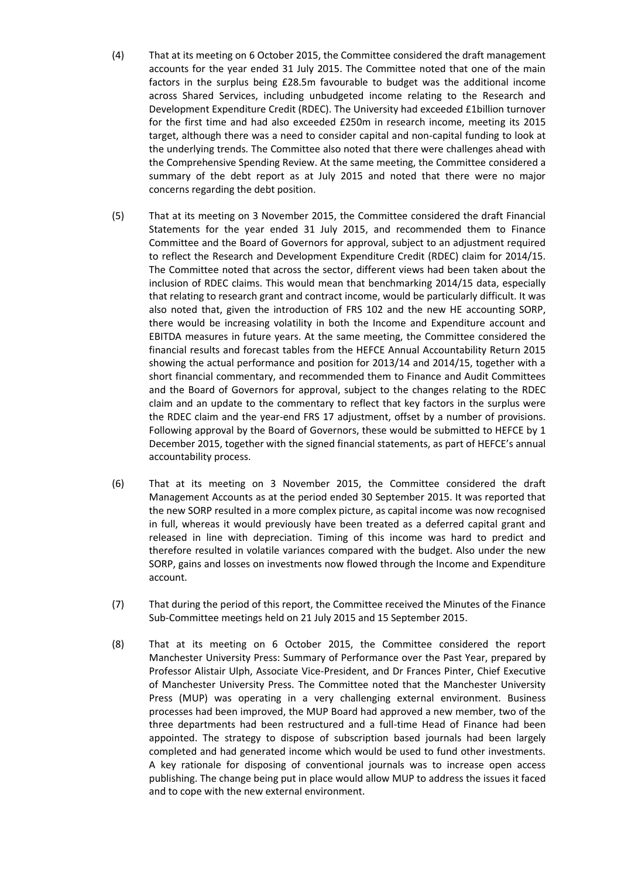(4) That at its meeting on 6 October 2015, the Committee considered the draft management accounts for the year ended 31 July 2015. The Committee noted that one of the main factors in the surplus being £28.5m favourable to budget was the additional income across Shared Services, including unbudgeted income relating to the Research and Development Expenditure Credit (RDEC). The University had exceeded £1billion turnover for the first time and had also exceeded £250m in research income, meeting its 2015 target, although there was a need to consider capital and non-capital funding to look at the underlying trends. The Committee also noted that there were challenges ahead with the Comprehensive Spending Review. At the same meeting, the Committee considered a summary of the debt report as at July 2015 and noted that there were no major concerns regarding the debt position.

(5) That at its meeting on 3 November 2015, the Committee considered the draft Financial Statements for the year ended 31 July 2015, and recommended them to Finance Committee and the Board of Governors for approval, subject to an adjustment required to reflect the Research and Development Expenditure Credit (RDEC) claim for 2014/15. The Committee noted that across the sector, different views had been taken about the inclusion of RDEC claims. This would mean that benchmarking 2014/15 data, especially that relating to research grant and contract income, would be particularly difficult. It was also noted that, given the introduction of FRS 102 and the new HE accounting SORP, there would be increasing volatility in both the Income and Expenditure account and EBITDA measures in future years. At the same meeting, the Committee considered the financial results and forecast tables from the HEFCE Annual Accountability Return 2015 showing the actual performance and position for 2013/14 and 2014/15, together with a short financial commentary, and recommended them to Finance and Audit Committees and the Board of Governors for approval, subject to the changes relating to the RDEC claim and an update to the commentary to reflect that key factors in the surplus were the RDEC claim and the year-end FRS 17 adjustment, offset by a number of provisions. Following approval by the Board of Governors, these would be submitted to HEFCE by 1 December 2015, together with the signed financial statements, as part of HEFCE's annual accountability process.

(6) That at its meeting on 3 November 2015, the Committee considered the draft Management Accounts as at the period ended 30 September 2015. It was reported that the new SORP resulted in a more complex picture, as capital income was now recognised in full, whereas it would previously have been treated as a deferred capital grant and released in line with depreciation. Timing of this income was hard to predict and therefore resulted in volatile variances compared with the budget. Also under the new SORP, gains and losses on investments now flowed through the Income and Expenditure account.

(7) That during the period of this report, the Committee received the Minutes of the Finance Sub-Committee meetings held on 21 July 2015 and 15 September 2015.

(8) That at its meeting on 6 October 2015, the Committee considered the report Manchester University Press: Summary of Performance over the Past Year, prepared by Professor Alistair Ulph, Associate Vice-President, and Dr Frances Pinter, Chief Executive of Manchester University Press. The Committee noted that the Manchester University Press (MUP) was operating in a very challenging external environment. Business processes had been improved, the MUP Board had approved a new member, two of the three departments had been restructured and a full-time Head of Finance had been appointed. The strategy to dispose of subscription based journals had been largely completed and had generated income which would be used to fund other investments. A key rationale for disposing of conventional journals was to increase open access publishing. The change being put in place would allow MUP to address the issues it faced and to cope with the new external environment.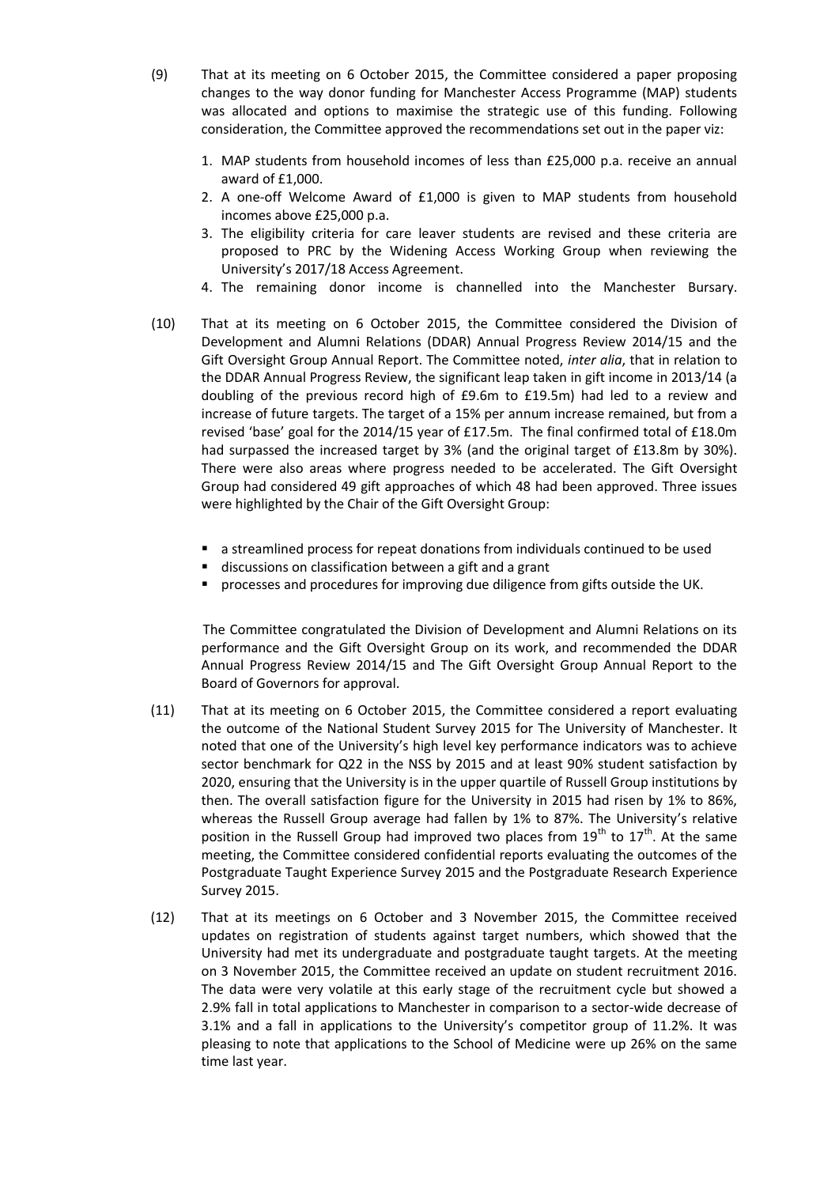(9) That at its meeting on 6 October 2015, the Committee considered a paper proposing changes to the way donor funding for Manchester Access Programme (MAP) students was allocated and options to maximise the strategic use of this funding. Following consideration, the Committee approved the recommendations set out in the paper viz:

1. MAP students from household incomes of less than £25,000 p.a. receive an annual award of £1,000.
2. A one-off Welcome Award of £1,000 is given to MAP students from household incomes above £25,000 p.a.
3. The eligibility criteria for care leaver students are revised and these criteria are proposed to PRC by the Widening Access Working Group when reviewing the University's 2017/18 Access Agreement.
4. The remaining donor income is channelled into the Manchester Bursary.

(10) That at its meeting on 6 October 2015, the Committee considered the Division of Development and Alumni Relations (DDAR) Annual Progress Review 2014/15 and the Gift Oversight Group Annual Report. The Committee noted, *inter alia*, that in relation to the DDAR Annual Progress Review, the significant leap taken in gift income in 2013/14 (a doubling of the previous record high of £9.6m to £19.5m) had led to a review and increase of future targets. The target of a 15% per annum increase remained, but from a revised 'base' goal for the 2014/15 year of £17.5m. The final confirmed total of £18.0m had surpassed the increased target by 3% (and the original target of £13.8m by 30%). There were also areas where progress needed to be accelerated. The Gift Oversight Group had considered 49 gift approaches of which 48 had been approved. Three issues were highlighted by the Chair of the Gift Oversight Group:

- a streamlined process for repeat donations from individuals continued to be used
- discussions on classification between a gift and a grant
- processes and procedures for improving due diligence from gifts outside the UK.

The Committee congratulated the Division of Development and Alumni Relations on its performance and the Gift Oversight Group on its work, and recommended the DDAR Annual Progress Review 2014/15 and The Gift Oversight Group Annual Report to the Board of Governors for approval.

(11) That at its meeting on 6 October 2015, the Committee considered a report evaluating the outcome of the National Student Survey 2015 for The University of Manchester. It noted that one of the University's high level key performance indicators was to achieve sector benchmark for Q22 in the NSS by 2015 and at least 90% student satisfaction by 2020, ensuring that the University is in the upper quartile of Russell Group institutions by then. The overall satisfaction figure for the University in 2015 had risen by 1% to 86%, whereas the Russell Group average had fallen by 1% to 87%. The University's relative position in the Russell Group had improved two places from 19th to 17th. At the same meeting, the Committee considered confidential reports evaluating the outcomes of the Postgraduate Taught Experience Survey 2015 and the Postgraduate Research Experience Survey 2015.

(12) That at its meetings on 6 October and 3 November 2015, the Committee received updates on registration of students against target numbers, which showed that the University had met its undergraduate and postgraduate taught targets. At the meeting on 3 November 2015, the Committee received an update on student recruitment 2016. The data were very volatile at this early stage of the recruitment cycle but showed a 2.9% fall in total applications to Manchester in comparison to a sector-wide decrease of 3.1% and a fall in applications to the University's competitor group of 11.2%. It was pleasing to note that applications to the School of Medicine were up 26% on the same time last year.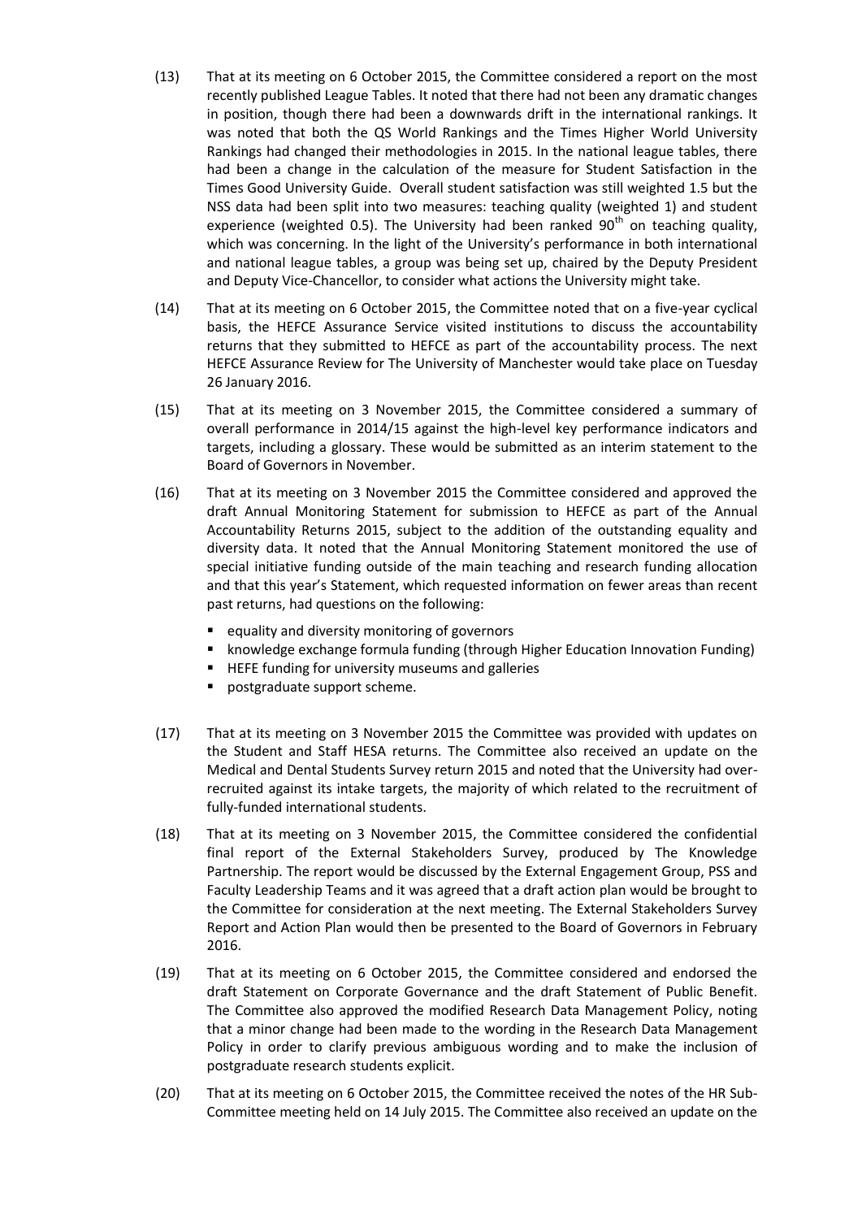(13) That at its meeting on 6 October 2015, the Committee considered a report on the most recently published League Tables. It noted that there had not been any dramatic changes in position, though there had been a downwards drift in the international rankings. It was noted that both the QS World Rankings and the Times Higher World University Rankings had changed their methodologies in 2015. In the national league tables, there had been a change in the calculation of the measure for Student Satisfaction in the Times Good University Guide. Overall student satisfaction was still weighted 1.5 but the NSS data had been split into two measures: teaching quality (weighted 1) and student experience (weighted 0.5). The University had been ranked 90th on teaching quality, which was concerning. In the light of the University's performance in both international and national league tables, a group was being set up, chaired by the Deputy President and Deputy Vice-Chancellor, to consider what actions the University might take.

(14) That at its meeting on 6 October 2015, the Committee noted that on a five-year cyclical basis, the HEFCE Assurance Service visited institutions to discuss the accountability returns that they submitted to HEFCE as part of the accountability process. The next HEFCE Assurance Review for The University of Manchester would take place on Tuesday 26 January 2016.

(15) That at its meeting on 3 November 2015, the Committee considered a summary of overall performance in 2014/15 against the high-level key performance indicators and targets, including a glossary. These would be submitted as an interim statement to the Board of Governors in November.

(16) That at its meeting on 3 November 2015 the Committee considered and approved the draft Annual Monitoring Statement for submission to HEFCE as part of the Annual Accountability Returns 2015, subject to the addition of the outstanding equality and diversity data. It noted that the Annual Monitoring Statement monitored the use of special initiative funding outside of the main teaching and research funding allocation and that this year's Statement, which requested information on fewer areas than recent past returns, had questions on the following:

- equality and diversity monitoring of governors
- knowledge exchange formula funding (through Higher Education Innovation Funding)
- HEFE funding for university museums and galleries
- postgraduate support scheme.

(17) That at its meeting on 3 November 2015 the Committee was provided with updates on the Student and Staff HESA returns. The Committee also received an update on the Medical and Dental Students Survey return 2015 and noted that the University had over-recruited against its intake targets, the majority of which related to the recruitment of fully-funded international students.

(18) That at its meeting on 3 November 2015, the Committee considered the confidential final report of the External Stakeholders Survey, produced by The Knowledge Partnership. The report would be discussed by the External Engagement Group, PSS and Faculty Leadership Teams and it was agreed that a draft action plan would be brought to the Committee for consideration at the next meeting. The External Stakeholders Survey Report and Action Plan would then be presented to the Board of Governors in February 2016.

(19) That at its meeting on 6 October 2015, the Committee considered and endorsed the draft Statement on Corporate Governance and the draft Statement of Public Benefit. The Committee also approved the modified Research Data Management Policy, noting that a minor change had been made to the wording in the Research Data Management Policy in order to clarify previous ambiguous wording and to make the inclusion of postgraduate research students explicit.

(20) That at its meeting on 6 October 2015, the Committee received the notes of the HR Sub-Committee meeting held on 14 July 2015. The Committee also received an update on the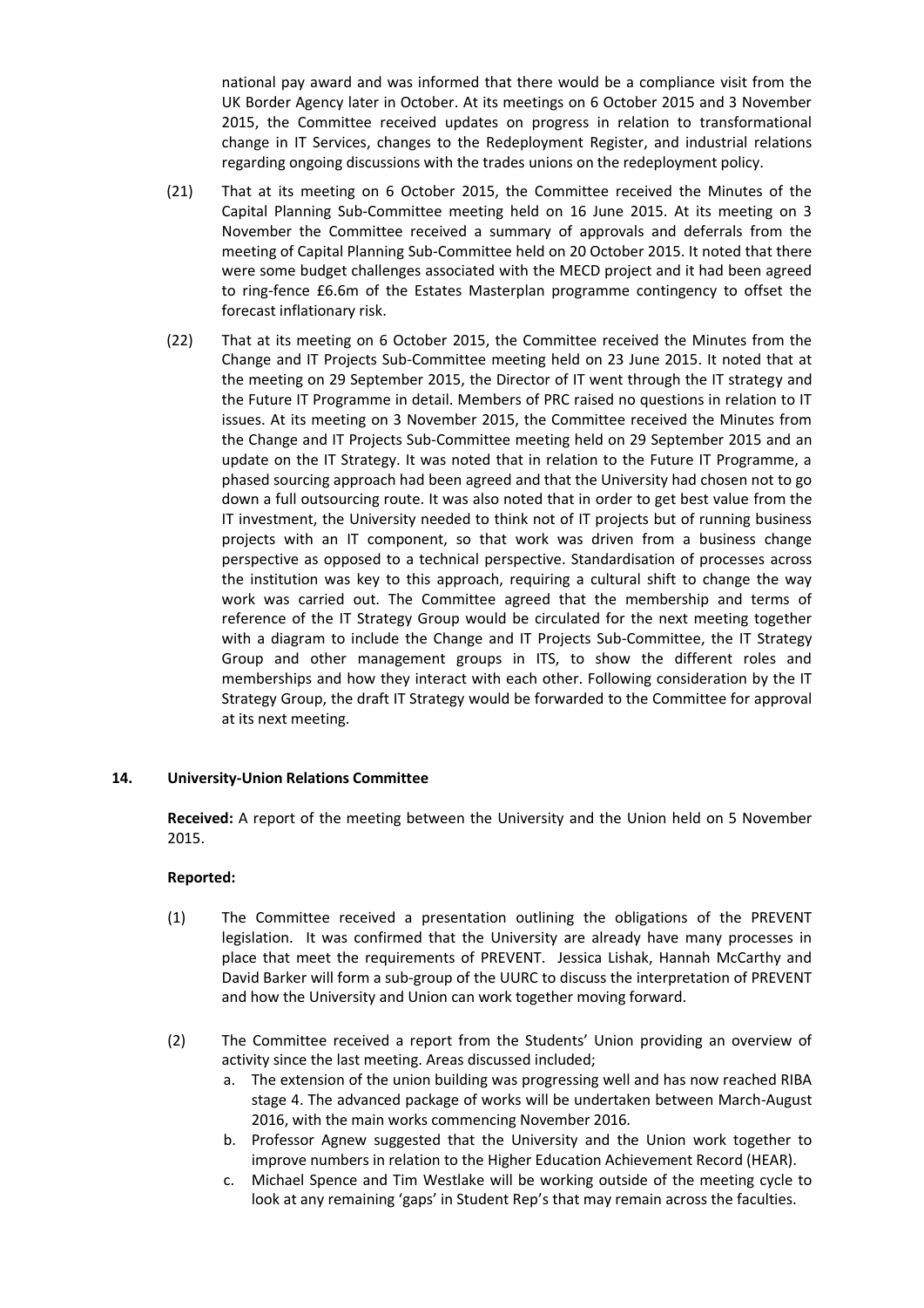national pay award and was informed that there would be a compliance visit from the UK Border Agency later in October. At its meetings on 6 October 2015 and 3 November 2015, the Committee received updates on progress in relation to transformational change in IT Services, changes to the Redeployment Register, and industrial relations regarding ongoing discussions with the trades unions on the redeployment policy.

(21) That at its meeting on 6 October 2015, the Committee received the Minutes of the Capital Planning Sub-Committee meeting held on 16 June 2015. At its meeting on 3 November the Committee received a summary of approvals and deferrals from the meeting of Capital Planning Sub-Committee held on 20 October 2015. It noted that there were some budget challenges associated with the MECD project and it had been agreed to ring-fence £6.6m of the Estates Masterplan programme contingency to offset the forecast inflationary risk.

(22) That at its meeting on 6 October 2015, the Committee received the Minutes from the Change and IT Projects Sub-Committee meeting held on 23 June 2015. It noted that at the meeting on 29 September 2015, the Director of IT went through the IT strategy and the Future IT Programme in detail. Members of PRC raised no questions in relation to IT issues. At its meeting on 3 November 2015, the Committee received the Minutes from the Change and IT Projects Sub-Committee meeting held on 29 September 2015 and an update on the IT Strategy. It was noted that in relation to the Future IT Programme, a phased sourcing approach had been agreed and that the University had chosen not to go down a full outsourcing route. It was also noted that in order to get best value from the IT investment, the University needed to think not of IT projects but of running business projects with an IT component, so that work was driven from a business change perspective as opposed to a technical perspective. Standardisation of processes across the institution was key to this approach, requiring a cultural shift to change the way work was carried out. The Committee agreed that the membership and terms of reference of the IT Strategy Group would be circulated for the next meeting together with a diagram to include the Change and IT Projects Sub-Committee, the IT Strategy Group and other management groups in ITS, to show the different roles and memberships and how they interact with each other. Following consideration by the IT Strategy Group, the draft IT Strategy would be forwarded to the Committee for approval at its next meeting.

## 14. University-Union Relations Committee

**Received:** A report of the meeting between the University and the Union held on 5 November 2015.

**Reported:**

(1) The Committee received a presentation outlining the obligations of the PREVENT legislation. It was confirmed that the University are already have many processes in place that meet the requirements of PREVENT. Jessica Lishak, Hannah McCarthy and David Barker will form a sub-group of the UURC to discuss the interpretation of PREVENT and how the University and Union can work together moving forward.

(2) The Committee received a report from the Students' Union providing an overview of activity since the last meeting. Areas discussed included;

   a. The extension of the union building was progressing well and has now reached RIBA stage 4. The advanced package of works will be undertaken between March-August 2016, with the main works commencing November 2016.
   b. Professor Agnew suggested that the University and the Union work together to improve numbers in relation to the Higher Education Achievement Record (HEAR).
   c. Michael Spence and Tim Westlake will be working outside of the meeting cycle to look at any remaining 'gaps' in Student Rep's that may remain across the faculties.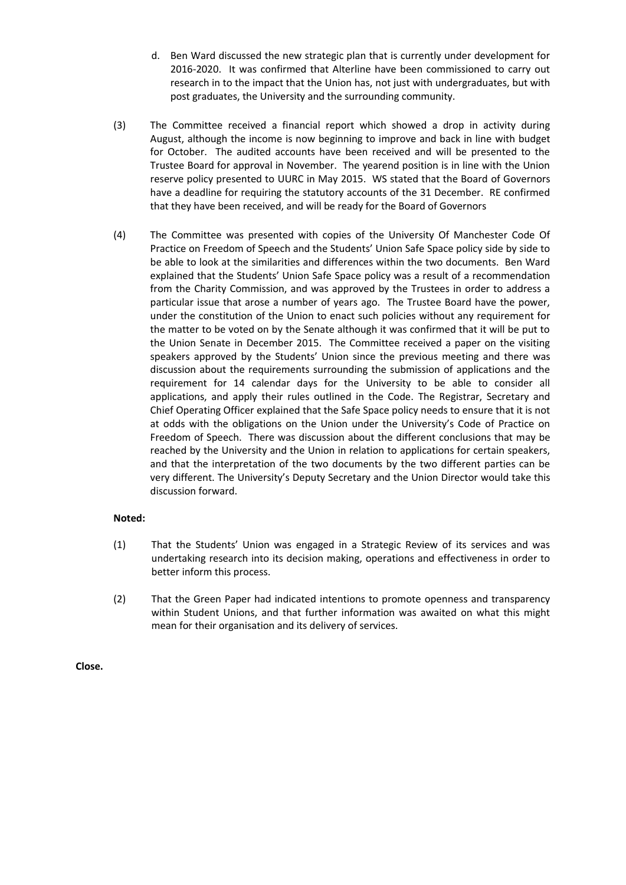d. Ben Ward discussed the new strategic plan that is currently under development for 2016-2020. It was confirmed that Alterline have been commissioned to carry out research in to the impact that the Union has, not just with undergraduates, but with post graduates, the University and the surrounding community.

(3) The Committee received a financial report which showed a drop in activity during August, although the income is now beginning to improve and back in line with budget for October. The audited accounts have been received and will be presented to the Trustee Board for approval in November. The yearend position is in line with the Union reserve policy presented to UURC in May 2015. WS stated that the Board of Governors have a deadline for requiring the statutory accounts of the 31 December. RE confirmed that they have been received, and will be ready for the Board of Governors

(4) The Committee was presented with copies of the University Of Manchester Code Of Practice on Freedom of Speech and the Students' Union Safe Space policy side by side to be able to look at the similarities and differences within the two documents. Ben Ward explained that the Students' Union Safe Space policy was a result of a recommendation from the Charity Commission, and was approved by the Trustees in order to address a particular issue that arose a number of years ago. The Trustee Board have the power, under the constitution of the Union to enact such policies without any requirement for the matter to be voted on by the Senate although it was confirmed that it will be put to the Union Senate in December 2015. The Committee received a paper on the visiting speakers approved by the Students' Union since the previous meeting and there was discussion about the requirements surrounding the submission of applications and the requirement for 14 calendar days for the University to be able to consider all applications, and apply their rules outlined in the Code. The Registrar, Secretary and Chief Operating Officer explained that the Safe Space policy needs to ensure that it is not at odds with the obligations on the Union under the University's Code of Practice on Freedom of Speech. There was discussion about the different conclusions that may be reached by the University and the Union in relation to applications for certain speakers, and that the interpretation of the two documents by the two different parties can be very different. The University's Deputy Secretary and the Union Director would take this discussion forward.

**Noted:**

(1) That the Students' Union was engaged in a Strategic Review of its services and was undertaking research into its decision making, operations and effectiveness in order to better inform this process.

(2) That the Green Paper had indicated intentions to promote openness and transparency within Student Unions, and that further information was awaited on what this might mean for their organisation and its delivery of services.

**Close.**